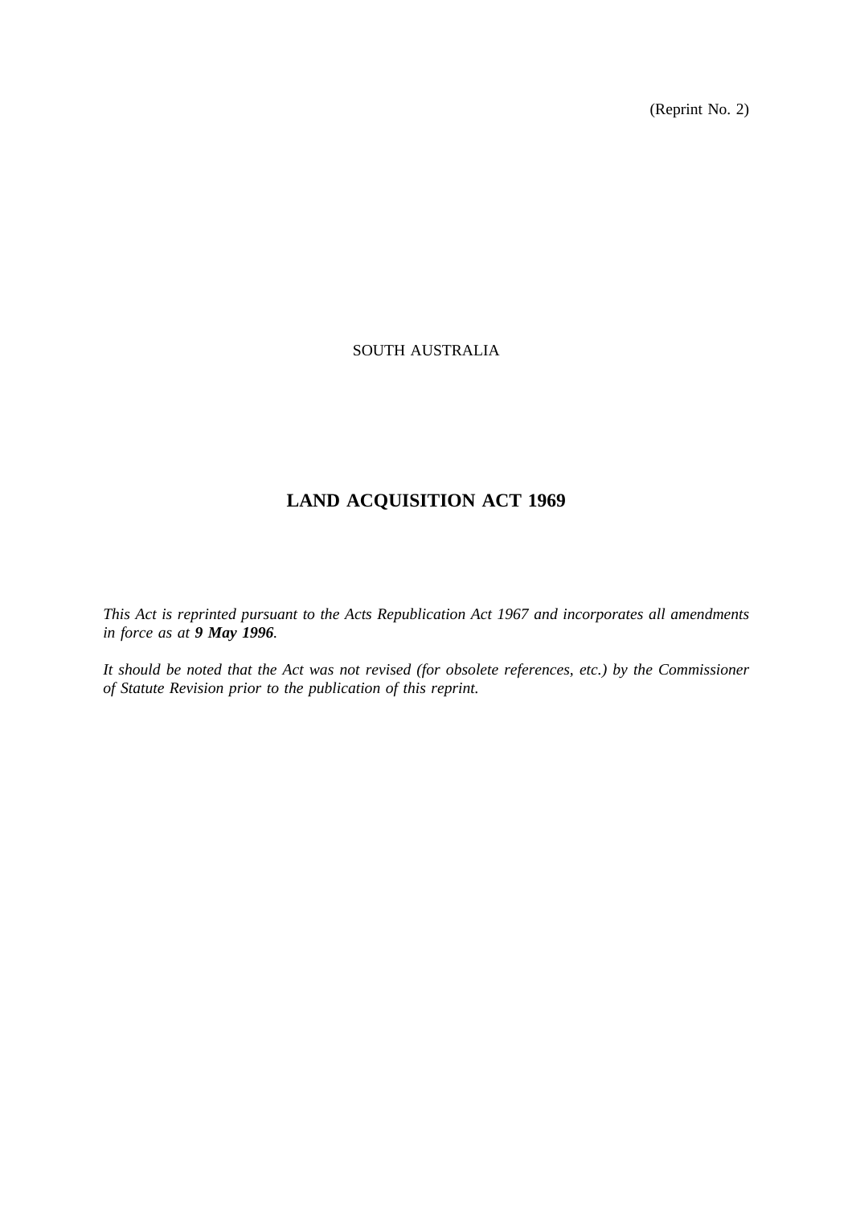(Reprint No. 2)

SOUTH AUSTRALIA

# LAND ACQUISITION ACT 1969

*This Act is reprinted pursuant to the Acts Republication Act 1967 and incorporates all amendments in force as at **9 May 1996**.*

*It should be noted that the Act was not revised (for obsolete references, etc.) by the Commissioner of Statute Revision prior to the publication of this reprint.*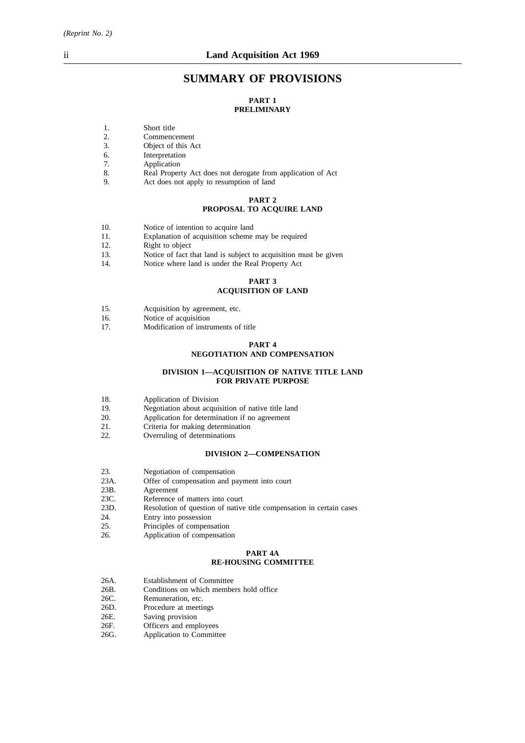# SUMMARY OF PROVISIONS

## PART 1
## PRELIMINARY

1. Short title
2. Commencement
3. Object of this Act
6. Interpretation
7. Application
8. Real Property Act does not derogate from application of Act
9. Act does not apply to resumption of land

## PART 2
## PROPOSAL TO ACQUIRE LAND

10. Notice of intention to acquire land
11. Explanation of acquisition scheme may be required
12. Right to object
13. Notice of fact that land is subject to acquisition must be given
14. Notice where land is under the Real Property Act

## PART 3
## ACQUISITION OF LAND

15. Acquisition by agreement, etc.
16. Notice of acquisition
17. Modification of instruments of title

## PART 4
## NEGOTIATION AND COMPENSATION

### DIVISION 1—ACQUISITION OF NATIVE TITLE LAND FOR PRIVATE PURPOSE

18. Application of Division
19. Negotiation about acquisition of native title land
20. Application for determination if no agreement
21. Criteria for making determination
22. Overruling of determinations

### DIVISION 2—COMPENSATION

23. Negotiation of compensation
23A. Offer of compensation and payment into court
23B. Agreement
23C. Reference of matters into court
23D. Resolution of question of native title compensation in certain cases
24. Entry into possession
25. Principles of compensation
26. Application of compensation

## PART 4A
## RE-HOUSING COMMITTEE

26A. Establishment of Committee
26B. Conditions on which members hold office
26C. Remuneration, etc.
26D. Procedure at meetings
26E. Saving provision
26F. Officers and employees
26G. Application to Committee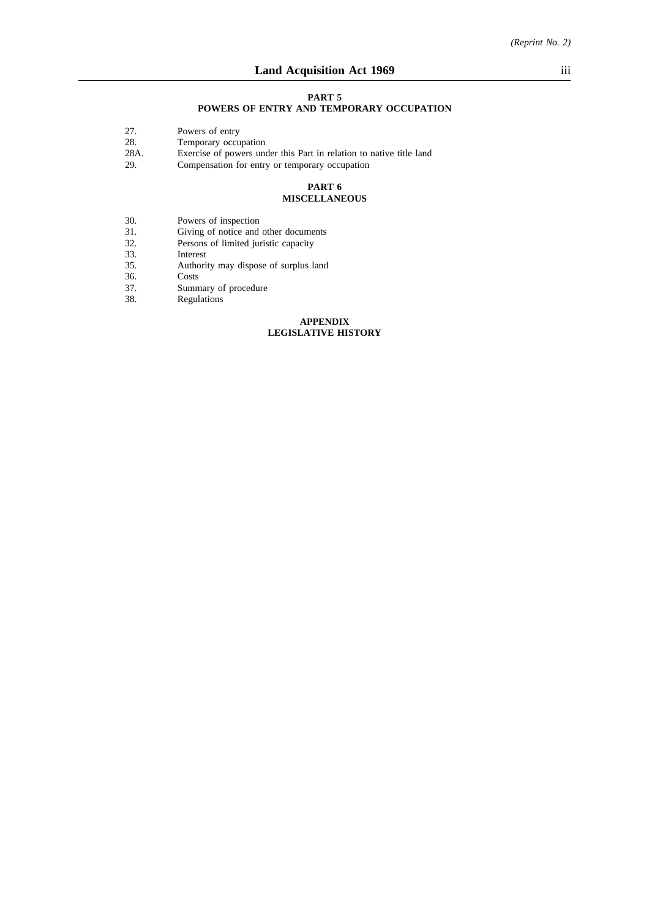## PART 5
## POWERS OF ENTRY AND TEMPORARY OCCUPATION

27. Powers of entry
28. Temporary occupation
28A. Exercise of powers under this Part in relation to native title land
29. Compensation for entry or temporary occupation

## PART 6
## MISCELLANEOUS

30. Powers of inspection
31. Giving of notice and other documents
32. Persons of limited juristic capacity
33. Interest
35. Authority may dispose of surplus land
36. Costs
37. Summary of procedure
38. Regulations

## APPENDIX
## LEGISLATIVE HISTORY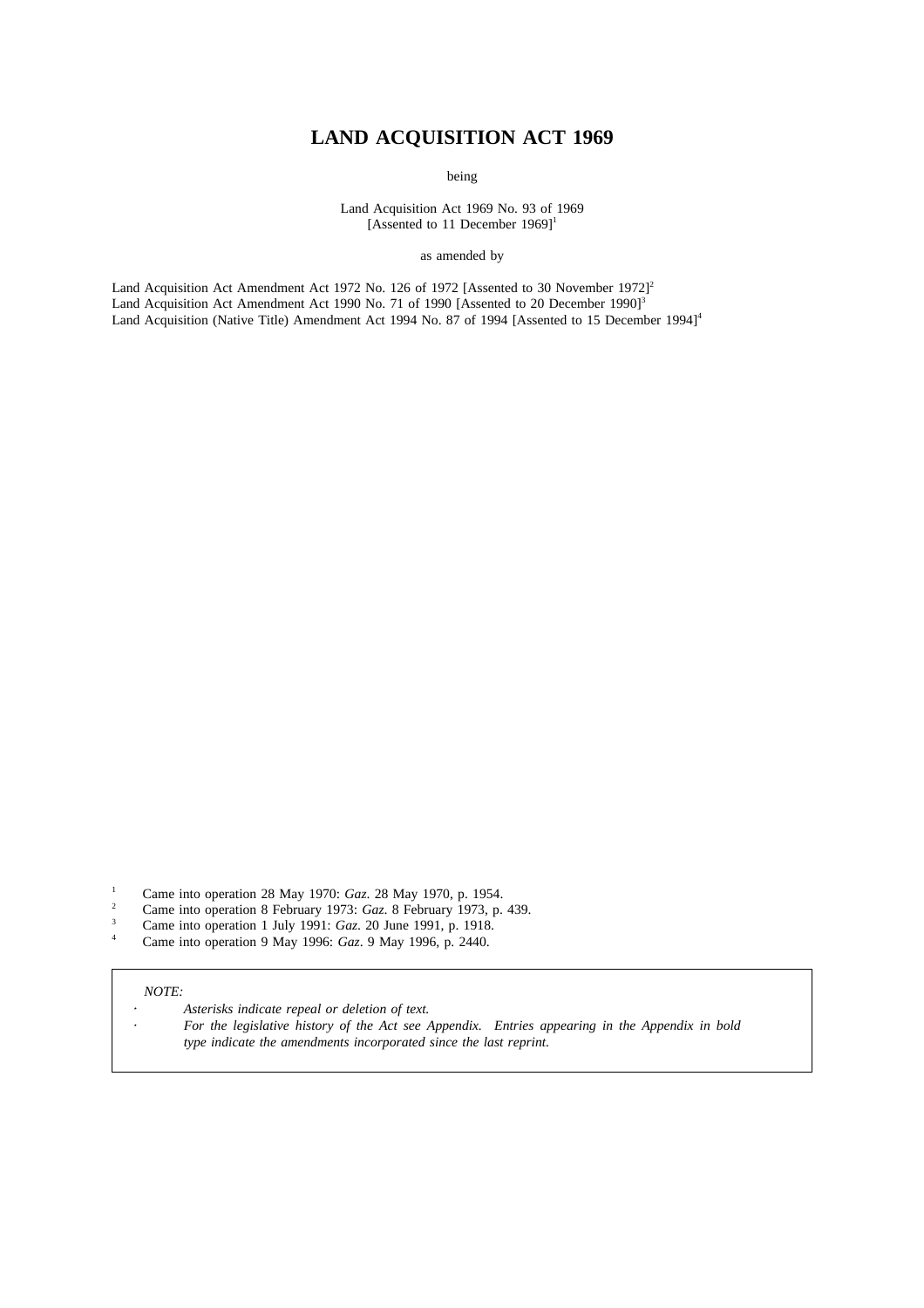# LAND ACQUISITION ACT 1969

being

Land Acquisition Act 1969 No. 93 of 1969
[Assented to 11 December 1969][1]

as amended by

Land Acquisition Act Amendment Act 1972 No. 126 of 1972 [Assented to 30 November 1972][2]
Land Acquisition Act Amendment Act 1990 No. 71 of 1990 [Assented to 20 December 1990][3]
Land Acquisition (Native Title) Amendment Act 1994 No. 87 of 1994 [Assented to 15 December 1994][4]

[1] Came into operation 28 May 1970: *Gaz.* 28 May 1970, p. 1954.
[2] Came into operation 8 February 1973: *Gaz.* 8 February 1973, p. 439.
[3] Came into operation 1 July 1991: *Gaz.* 20 June 1991, p. 1918.
[4] Came into operation 9 May 1996: *Gaz.* 9 May 1996, p. 2440.

*NOTE:*

- *Asterisks indicate repeal or deletion of text.*
- *For the legislative history of the Act see Appendix. Entries appearing in the Appendix in bold type indicate the amendments incorporated since the last reprint.*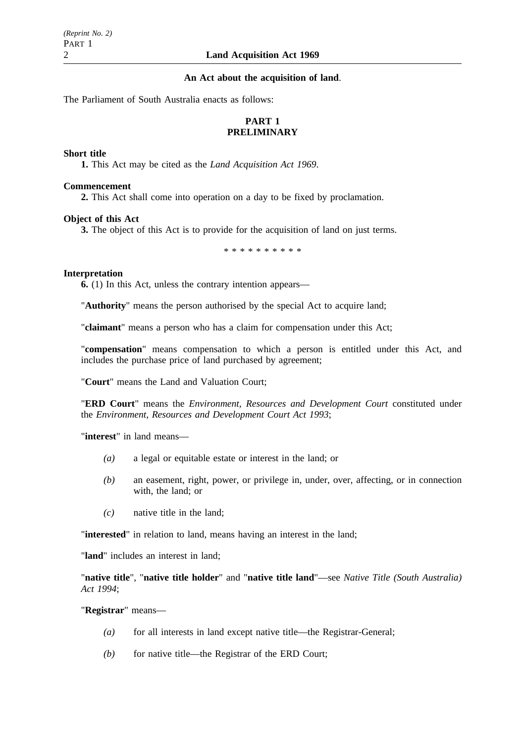**An Act about the acquisition of land**.

The Parliament of South Australia enacts as follows:

## PART 1
## PRELIMINARY

**Short title**

**1.** This Act may be cited as the *Land Acquisition Act 1969*.

**Commencement**

**2.** This Act shall come into operation on a day to be fixed by proclamation.

**Object of this Act**

**3.** The object of this Act is to provide for the acquisition of land on just terms.

\* \* \* \* \* \* \* \* \* \*

**Interpretation**

**6.** (1) In this Act, unless the contrary intention appears—

"**Authority**" means the person authorised by the special Act to acquire land;

"**claimant**" means a person who has a claim for compensation under this Act;

"**compensation**" means compensation to which a person is entitled under this Act, and includes the purchase price of land purchased by agreement;

"**Court**" means the Land and Valuation Court;

"**ERD Court**" means the *Environment, Resources and Development Court* constituted under the *Environment, Resources and Development Court Act 1993*;

"**interest**" in land means—

- *(a)* a legal or equitable estate or interest in the land; or
- *(b)* an easement, right, power, or privilege in, under, over, affecting, or in connection with, the land; or
- *(c)* native title in the land;

"**interested**" in relation to land, means having an interest in the land;

"**land**" includes an interest in land;

"**native title**", "**native title holder**" and "**native title land**"—see *Native Title (South Australia) Act 1994*;

"**Registrar**" means—

- *(a)* for all interests in land except native title—the Registrar-General;
- *(b)* for native title—the Registrar of the ERD Court;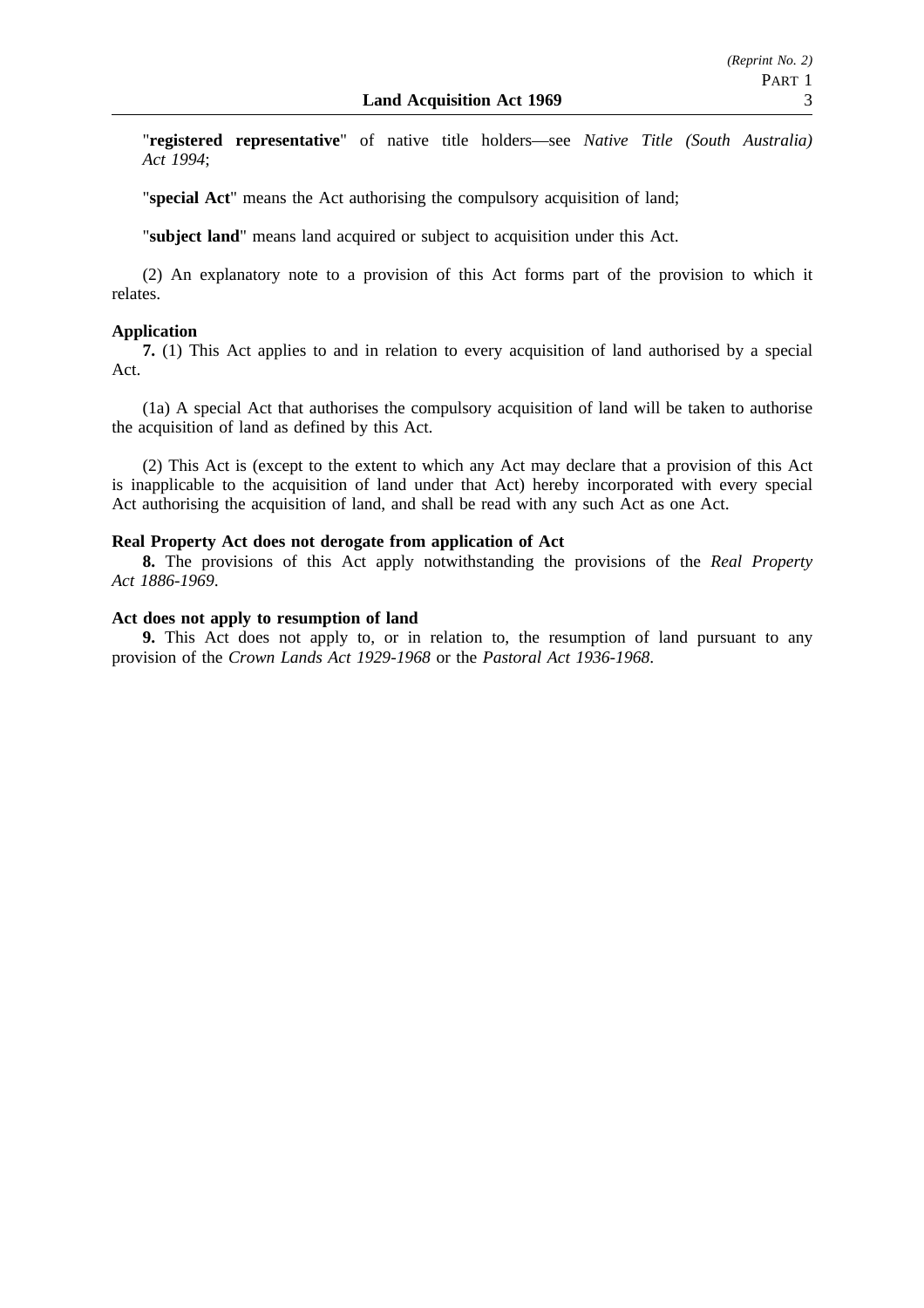"**registered representative**" of native title holders—see *Native Title (South Australia) Act 1994*;

"**special Act**" means the Act authorising the compulsory acquisition of land;

"**subject land**" means land acquired or subject to acquisition under this Act.

(2) An explanatory note to a provision of this Act forms part of the provision to which it relates.

**Application**

**7.** (1) This Act applies to and in relation to every acquisition of land authorised by a special Act.

(1a) A special Act that authorises the compulsory acquisition of land will be taken to authorise the acquisition of land as defined by this Act.

(2) This Act is (except to the extent to which any Act may declare that a provision of this Act is inapplicable to the acquisition of land under that Act) hereby incorporated with every special Act authorising the acquisition of land, and shall be read with any such Act as one Act.

**Real Property Act does not derogate from application of Act**

**8.** The provisions of this Act apply notwithstanding the provisions of the *Real Property Act 1886-1969*.

**Act does not apply to resumption of land**

**9.** This Act does not apply to, or in relation to, the resumption of land pursuant to any provision of the *Crown Lands Act 1929-1968* or the *Pastoral Act 1936-1968*.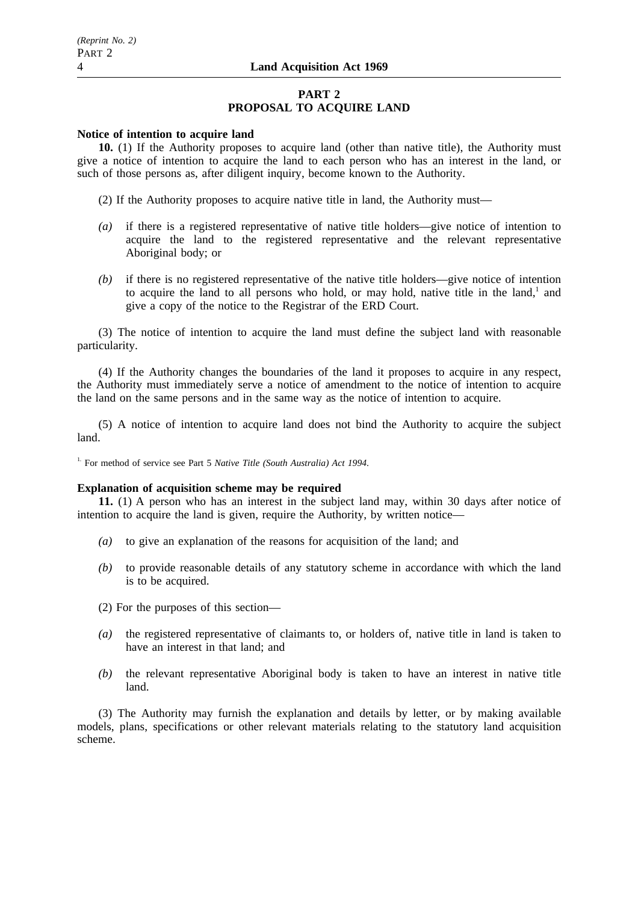## PART 2
## PROPOSAL TO ACQUIRE LAND

**Notice of intention to acquire land**

**10.** (1) If the Authority proposes to acquire land (other than native title), the Authority must give a notice of intention to acquire the land to each person who has an interest in the land, or such of those persons as, after diligent inquiry, become known to the Authority.

(2) If the Authority proposes to acquire native title in land, the Authority must—

- *(a)* if there is a registered representative of native title holders—give notice of intention to acquire the land to the registered representative and the relevant representative Aboriginal body; or
- *(b)* if there is no registered representative of the native title holders—give notice of intention to acquire the land to all persons who hold, or may hold, native title in the land,[1] and give a copy of the notice to the Registrar of the ERD Court.

(3) The notice of intention to acquire the land must define the subject land with reasonable particularity.

(4) If the Authority changes the boundaries of the land it proposes to acquire in any respect, the Authority must immediately serve a notice of amendment to the notice of intention to acquire the land on the same persons and in the same way as the notice of intention to acquire.

(5) A notice of intention to acquire land does not bind the Authority to acquire the subject land.

[1] For method of service see Part 5 *Native Title (South Australia) Act 1994*.

**Explanation of acquisition scheme may be required**

**11.** (1) A person who has an interest in the subject land may, within 30 days after notice of intention to acquire the land is given, require the Authority, by written notice—

- *(a)* to give an explanation of the reasons for acquisition of the land; and
- *(b)* to provide reasonable details of any statutory scheme in accordance with which the land is to be acquired.

(2) For the purposes of this section—

- *(a)* the registered representative of claimants to, or holders of, native title in land is taken to have an interest in that land; and
- *(b)* the relevant representative Aboriginal body is taken to have an interest in native title land.

(3) The Authority may furnish the explanation and details by letter, or by making available models, plans, specifications or other relevant materials relating to the statutory land acquisition scheme.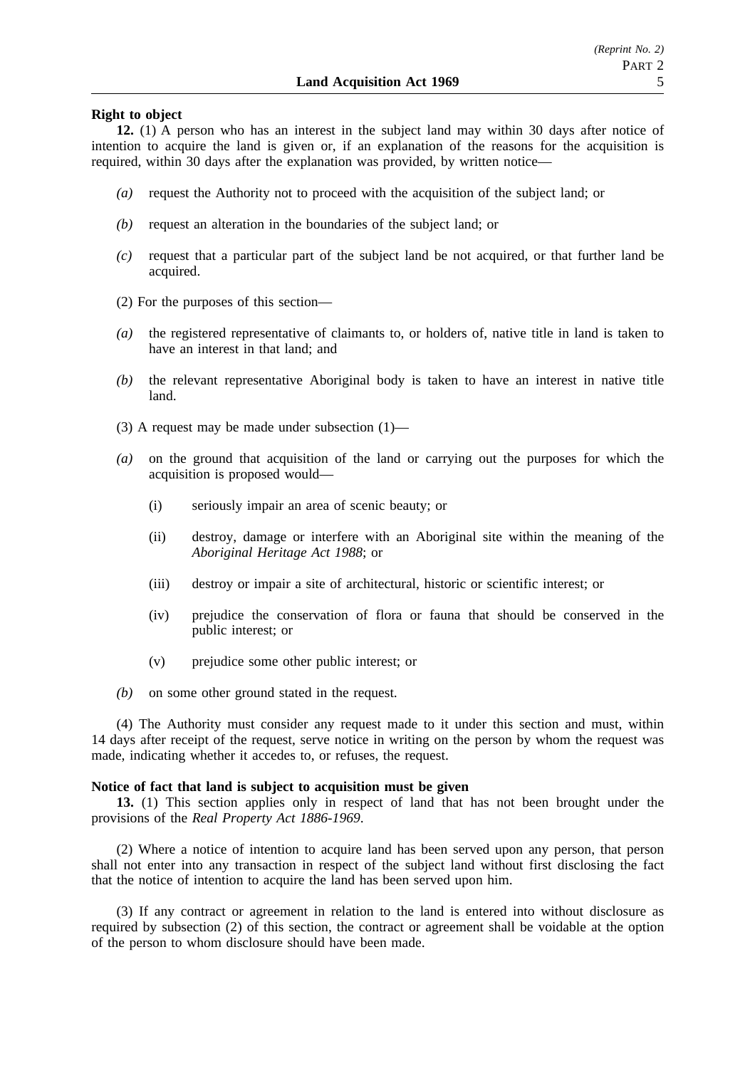**Right to object**

**12.** (1) A person who has an interest in the subject land may within 30 days after notice of intention to acquire the land is given or, if an explanation of the reasons for the acquisition is required, within 30 days after the explanation was provided, by written notice—

- *(a)* request the Authority not to proceed with the acquisition of the subject land; or
- *(b)* request an alteration in the boundaries of the subject land; or
- *(c)* request that a particular part of the subject land be not acquired, or that further land be acquired.

(2) For the purposes of this section—

- *(a)* the registered representative of claimants to, or holders of, native title in land is taken to have an interest in that land; and
- *(b)* the relevant representative Aboriginal body is taken to have an interest in native title land.

(3) A request may be made under subsection (1)—

- *(a)* on the ground that acquisition of the land or carrying out the purposes for which the acquisition is proposed would—
  - (i) seriously impair an area of scenic beauty; or
  - (ii) destroy, damage or interfere with an Aboriginal site within the meaning of the *Aboriginal Heritage Act 1988*; or
  - (iii) destroy or impair a site of architectural, historic or scientific interest; or
  - (iv) prejudice the conservation of flora or fauna that should be conserved in the public interest; or
  - (v) prejudice some other public interest; or
- *(b)* on some other ground stated in the request.

(4) The Authority must consider any request made to it under this section and must, within 14 days after receipt of the request, serve notice in writing on the person by whom the request was made, indicating whether it accedes to, or refuses, the request.

**Notice of fact that land is subject to acquisition must be given**

**13.** (1) This section applies only in respect of land that has not been brought under the provisions of the *Real Property Act 1886-1969*.

(2) Where a notice of intention to acquire land has been served upon any person, that person shall not enter into any transaction in respect of the subject land without first disclosing the fact that the notice of intention to acquire the land has been served upon him.

(3) If any contract or agreement in relation to the land is entered into without disclosure as required by subsection (2) of this section, the contract or agreement shall be voidable at the option of the person to whom disclosure should have been made.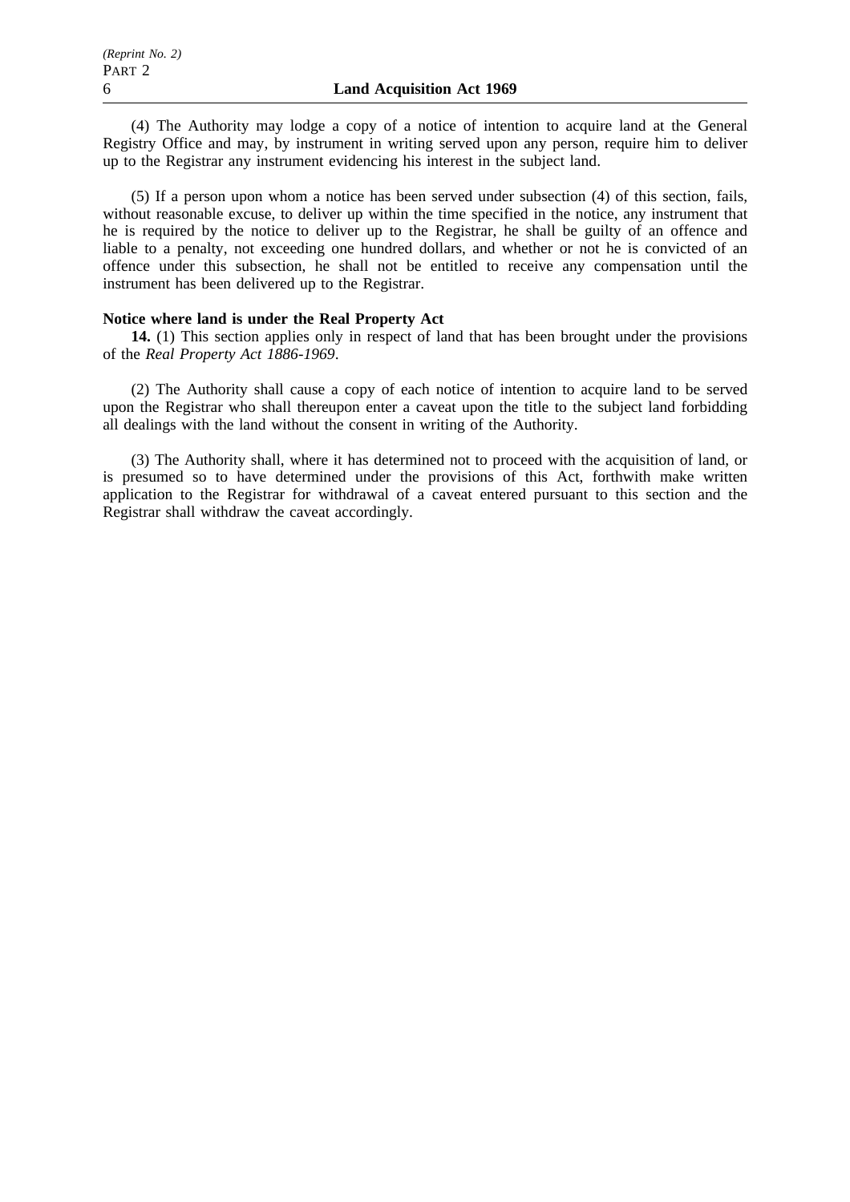(4) The Authority may lodge a copy of a notice of intention to acquire land at the General Registry Office and may, by instrument in writing served upon any person, require him to deliver up to the Registrar any instrument evidencing his interest in the subject land.

(5) If a person upon whom a notice has been served under subsection (4) of this section, fails, without reasonable excuse, to deliver up within the time specified in the notice, any instrument that he is required by the notice to deliver up to the Registrar, he shall be guilty of an offence and liable to a penalty, not exceeding one hundred dollars, and whether or not he is convicted of an offence under this subsection, he shall not be entitled to receive any compensation until the instrument has been delivered up to the Registrar.

**Notice where land is under the Real Property Act**

**14.** (1) This section applies only in respect of land that has been brought under the provisions of the *Real Property Act 1886-1969*.

(2) The Authority shall cause a copy of each notice of intention to acquire land to be served upon the Registrar who shall thereupon enter a caveat upon the title to the subject land forbidding all dealings with the land without the consent in writing of the Authority.

(3) The Authority shall, where it has determined not to proceed with the acquisition of land, or is presumed so to have determined under the provisions of this Act, forthwith make written application to the Registrar for withdrawal of a caveat entered pursuant to this section and the Registrar shall withdraw the caveat accordingly.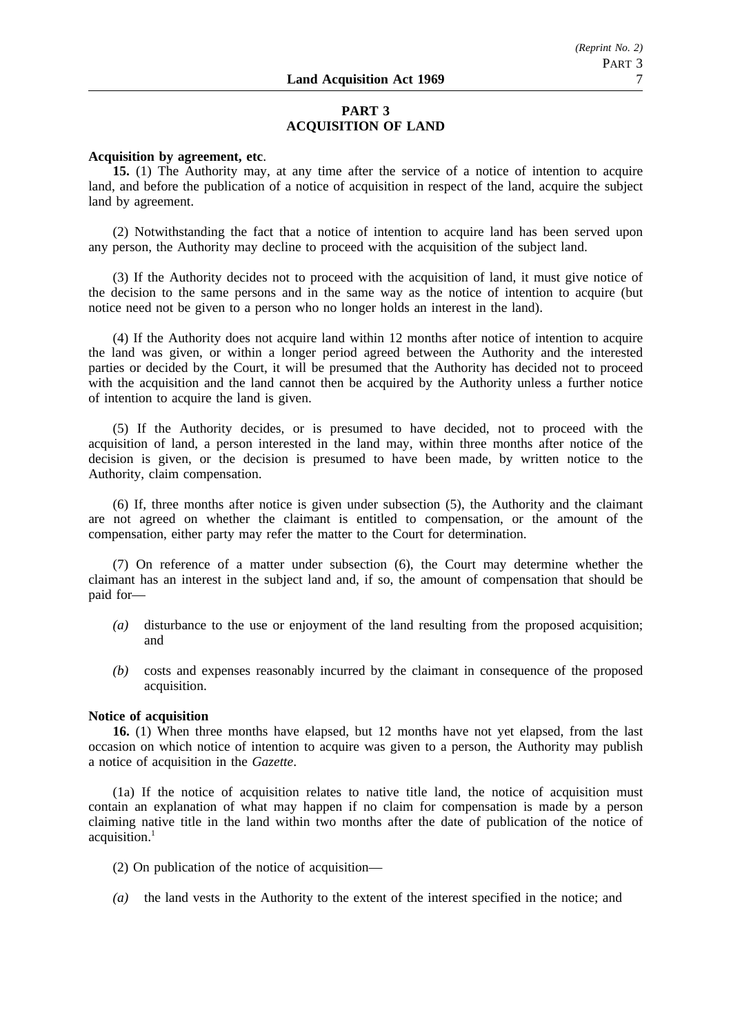## PART 3
## ACQUISITION OF LAND

**Acquisition by agreement, etc**.

**15.** (1) The Authority may, at any time after the service of a notice of intention to acquire land, and before the publication of a notice of acquisition in respect of the land, acquire the subject land by agreement.

(2) Notwithstanding the fact that a notice of intention to acquire land has been served upon any person, the Authority may decline to proceed with the acquisition of the subject land.

(3) If the Authority decides not to proceed with the acquisition of land, it must give notice of the decision to the same persons and in the same way as the notice of intention to acquire (but notice need not be given to a person who no longer holds an interest in the land).

(4) If the Authority does not acquire land within 12 months after notice of intention to acquire the land was given, or within a longer period agreed between the Authority and the interested parties or decided by the Court, it will be presumed that the Authority has decided not to proceed with the acquisition and the land cannot then be acquired by the Authority unless a further notice of intention to acquire the land is given.

(5) If the Authority decides, or is presumed to have decided, not to proceed with the acquisition of land, a person interested in the land may, within three months after notice of the decision is given, or the decision is presumed to have been made, by written notice to the Authority, claim compensation.

(6) If, three months after notice is given under subsection (5), the Authority and the claimant are not agreed on whether the claimant is entitled to compensation, or the amount of the compensation, either party may refer the matter to the Court for determination.

(7) On reference of a matter under subsection (6), the Court may determine whether the claimant has an interest in the subject land and, if so, the amount of compensation that should be paid for—

*(a)* disturbance to the use or enjoyment of the land resulting from the proposed acquisition; and

*(b)* costs and expenses reasonably incurred by the claimant in consequence of the proposed acquisition.

**Notice of acquisition**

**16.** (1) When three months have elapsed, but 12 months have not yet elapsed, from the last occasion on which notice of intention to acquire was given to a person, the Authority may publish a notice of acquisition in the *Gazette*.

(1a) If the notice of acquisition relates to native title land, the notice of acquisition must contain an explanation of what may happen if no claim for compensation is made by a person claiming native title in the land within two months after the date of publication of the notice of acquisition.[1]

(2) On publication of the notice of acquisition—

*(a)* the land vests in the Authority to the extent of the interest specified in the notice; and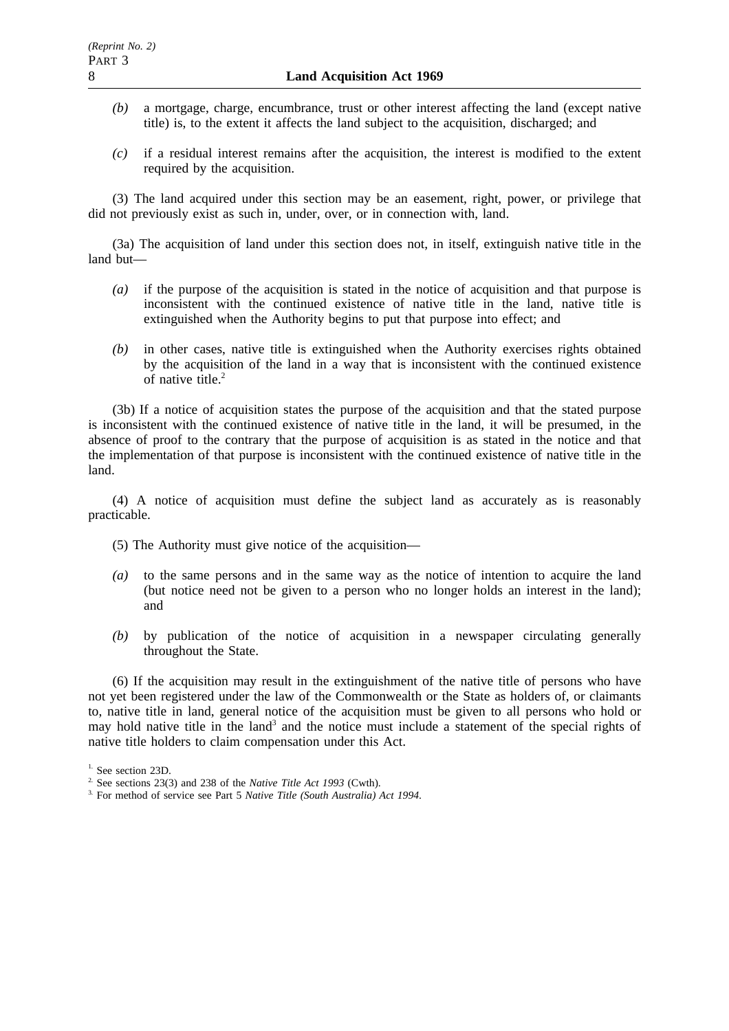*(b)* a mortgage, charge, encumbrance, trust or other interest affecting the land (except native title) is, to the extent it affects the land subject to the acquisition, discharged; and

*(c)* if a residual interest remains after the acquisition, the interest is modified to the extent required by the acquisition.

(3) The land acquired under this section may be an easement, right, power, or privilege that did not previously exist as such in, under, over, or in connection with, land.

(3a) The acquisition of land under this section does not, in itself, extinguish native title in the land but—

*(a)* if the purpose of the acquisition is stated in the notice of acquisition and that purpose is inconsistent with the continued existence of native title in the land, native title is extinguished when the Authority begins to put that purpose into effect; and

*(b)* in other cases, native title is extinguished when the Authority exercises rights obtained by the acquisition of the land in a way that is inconsistent with the continued existence of native title.[2]

(3b) If a notice of acquisition states the purpose of the acquisition and that the stated purpose is inconsistent with the continued existence of native title in the land, it will be presumed, in the absence of proof to the contrary that the purpose of acquisition is as stated in the notice and that the implementation of that purpose is inconsistent with the continued existence of native title in the land.

(4) A notice of acquisition must define the subject land as accurately as is reasonably practicable.

(5) The Authority must give notice of the acquisition—

*(a)* to the same persons and in the same way as the notice of intention to acquire the land (but notice need not be given to a person who no longer holds an interest in the land); and

*(b)* by publication of the notice of acquisition in a newspaper circulating generally throughout the State.

(6) If the acquisition may result in the extinguishment of the native title of persons who have not yet been registered under the law of the Commonwealth or the State as holders of, or claimants to, native title in land, general notice of the acquisition must be given to all persons who hold or may hold native title in the land[3] and the notice must include a statement of the special rights of native title holders to claim compensation under this Act.

1. See section 23D.
2. See sections 23(3) and 238 of the *Native Title Act 1993* (Cwth).
3. For method of service see Part 5 *Native Title (South Australia) Act 1994*.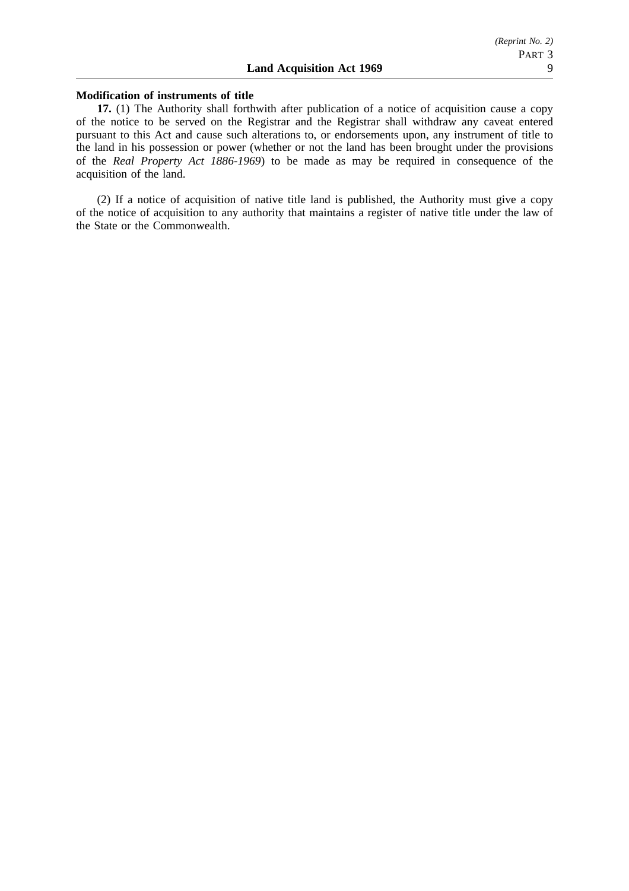**Modification of instruments of title**

**17.** (1) The Authority shall forthwith after publication of a notice of acquisition cause a copy of the notice to be served on the Registrar and the Registrar shall withdraw any caveat entered pursuant to this Act and cause such alterations to, or endorsements upon, any instrument of title to the land in his possession or power (whether or not the land has been brought under the provisions of the *Real Property Act 1886-1969*) to be made as may be required in consequence of the acquisition of the land.

(2) If a notice of acquisition of native title land is published, the Authority must give a copy of the notice of acquisition to any authority that maintains a register of native title under the law of the State or the Commonwealth.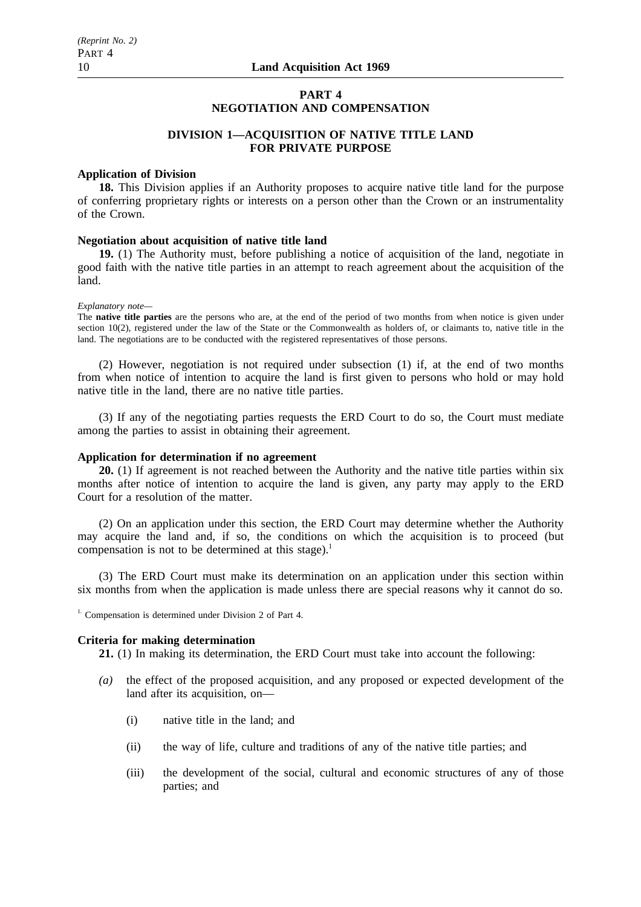## PART 4
## NEGOTIATION AND COMPENSATION

### DIVISION 1—ACQUISITION OF NATIVE TITLE LAND FOR PRIVATE PURPOSE

**Application of Division**

**18.** This Division applies if an Authority proposes to acquire native title land for the purpose of conferring proprietary rights or interests on a person other than the Crown or an instrumentality of the Crown.

**Negotiation about acquisition of native title land**

**19.** (1) The Authority must, before publishing a notice of acquisition of the land, negotiate in good faith with the native title parties in an attempt to reach agreement about the acquisition of the land.

*Explanatory note—*

The **native title parties** are the persons who are, at the end of the period of two months from when notice is given under section 10(2), registered under the law of the State or the Commonwealth as holders of, or claimants to, native title in the land. The negotiations are to be conducted with the registered representatives of those persons.

(2) However, negotiation is not required under subsection (1) if, at the end of two months from when notice of intention to acquire the land is first given to persons who hold or may hold native title in the land, there are no native title parties.

(3) If any of the negotiating parties requests the ERD Court to do so, the Court must mediate among the parties to assist in obtaining their agreement.

**Application for determination if no agreement**

**20.** (1) If agreement is not reached between the Authority and the native title parties within six months after notice of intention to acquire the land is given, any party may apply to the ERD Court for a resolution of the matter.

(2) On an application under this section, the ERD Court may determine whether the Authority may acquire the land and, if so, the conditions on which the acquisition is to proceed (but compensation is not to be determined at this stage).[1]

(3) The ERD Court must make its determination on an application under this section within six months from when the application is made unless there are special reasons why it cannot do so.

[1] Compensation is determined under Division 2 of Part 4.

**Criteria for making determination**

**21.** (1) In making its determination, the ERD Court must take into account the following:

*(a)* the effect of the proposed acquisition, and any proposed or expected development of the land after its acquisition, on—

(i) native title in the land; and

(ii) the way of life, culture and traditions of any of the native title parties; and

(iii) the development of the social, cultural and economic structures of any of those parties; and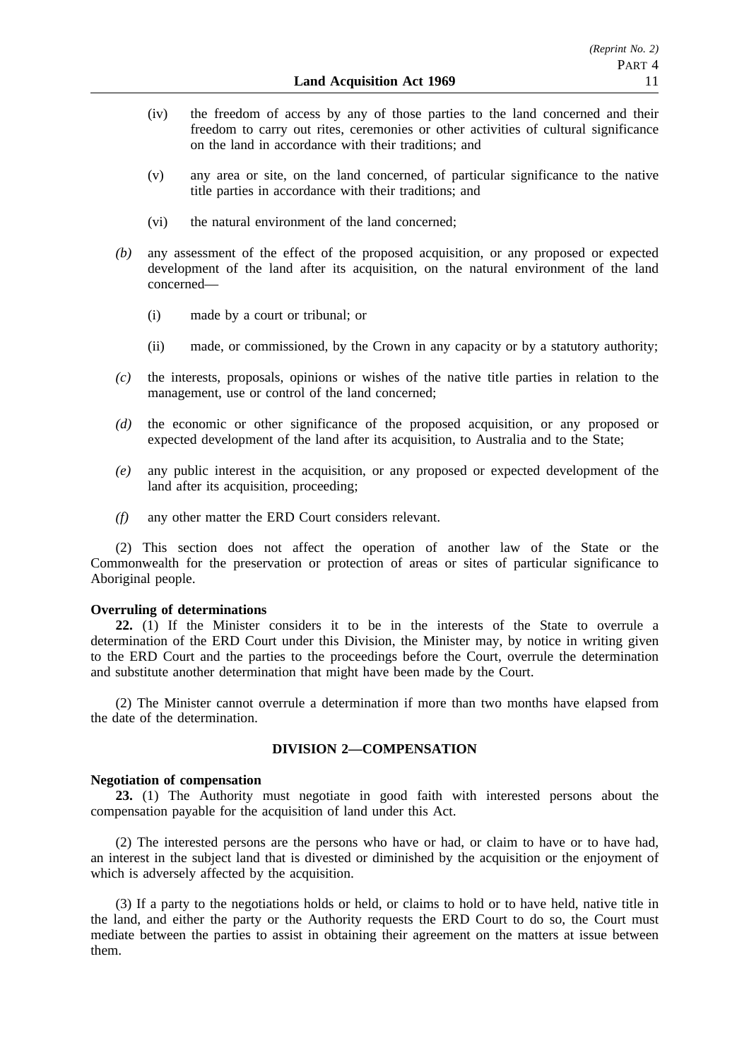(iv) the freedom of access by any of those parties to the land concerned and their freedom to carry out rites, ceremonies or other activities of cultural significance on the land in accordance with their traditions; and

(v) any area or site, on the land concerned, of particular significance to the native title parties in accordance with their traditions; and

(vi) the natural environment of the land concerned;

*(b)* any assessment of the effect of the proposed acquisition, or any proposed or expected development of the land after its acquisition, on the natural environment of the land concerned—

(i) made by a court or tribunal; or

(ii) made, or commissioned, by the Crown in any capacity or by a statutory authority;

*(c)* the interests, proposals, opinions or wishes of the native title parties in relation to the management, use or control of the land concerned;

*(d)* the economic or other significance of the proposed acquisition, or any proposed or expected development of the land after its acquisition, to Australia and to the State;

*(e)* any public interest in the acquisition, or any proposed or expected development of the land after its acquisition, proceeding;

*(f)* any other matter the ERD Court considers relevant.

(2) This section does not affect the operation of another law of the State or the Commonwealth for the preservation or protection of areas or sites of particular significance to Aboriginal people.

**Overruling of determinations**

**22.** (1) If the Minister considers it to be in the interests of the State to overrule a determination of the ERD Court under this Division, the Minister may, by notice in writing given to the ERD Court and the parties to the proceedings before the Court, overrule the determination and substitute another determination that might have been made by the Court.

(2) The Minister cannot overrule a determination if more than two months have elapsed from the date of the determination.

## DIVISION 2—COMPENSATION

**Negotiation of compensation**

**23.** (1) The Authority must negotiate in good faith with interested persons about the compensation payable for the acquisition of land under this Act.

(2) The interested persons are the persons who have or had, or claim to have or to have had, an interest in the subject land that is divested or diminished by the acquisition or the enjoyment of which is adversely affected by the acquisition.

(3) If a party to the negotiations holds or held, or claims to hold or to have held, native title in the land, and either the party or the Authority requests the ERD Court to do so, the Court must mediate between the parties to assist in obtaining their agreement on the matters at issue between them.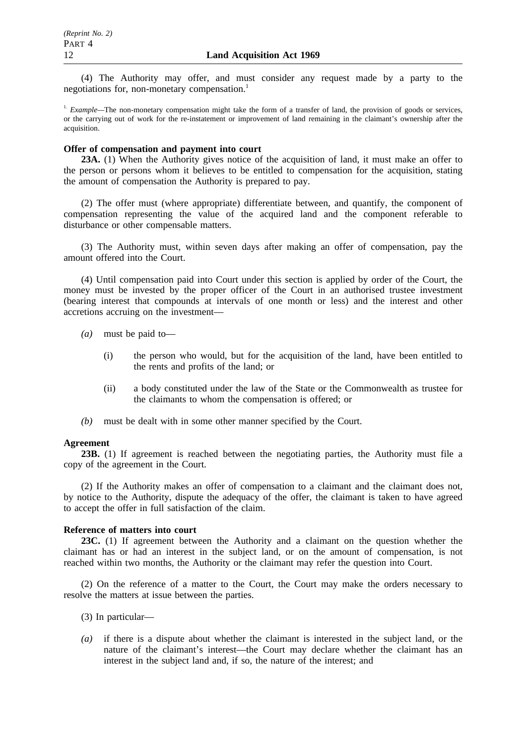(4) The Authority may offer, and must consider any request made by a party to the negotiations for, non-monetary compensation.[1]

[1] *Example*—The non-monetary compensation might take the form of a transfer of land, the provision of goods or services, or the carrying out of work for the re-instatement or improvement of land remaining in the claimant's ownership after the acquisition.

**Offer of compensation and payment into court**

**23A.** (1) When the Authority gives notice of the acquisition of land, it must make an offer to the person or persons whom it believes to be entitled to compensation for the acquisition, stating the amount of compensation the Authority is prepared to pay.

(2) The offer must (where appropriate) differentiate between, and quantify, the component of compensation representing the value of the acquired land and the component referable to disturbance or other compensable matters.

(3) The Authority must, within seven days after making an offer of compensation, pay the amount offered into the Court.

(4) Until compensation paid into Court under this section is applied by order of the Court, the money must be invested by the proper officer of the Court in an authorised trustee investment (bearing interest that compounds at intervals of one month or less) and the interest and other accretions accruing on the investment—

*(a)* must be paid to—

(i) the person who would, but for the acquisition of the land, have been entitled to the rents and profits of the land; or

(ii) a body constituted under the law of the State or the Commonwealth as trustee for the claimants to whom the compensation is offered; or

*(b)* must be dealt with in some other manner specified by the Court.

**Agreement**

**23B.** (1) If agreement is reached between the negotiating parties, the Authority must file a copy of the agreement in the Court.

(2) If the Authority makes an offer of compensation to a claimant and the claimant does not, by notice to the Authority, dispute the adequacy of the offer, the claimant is taken to have agreed to accept the offer in full satisfaction of the claim.

**Reference of matters into court**

**23C.** (1) If agreement between the Authority and a claimant on the question whether the claimant has or had an interest in the subject land, or on the amount of compensation, is not reached within two months, the Authority or the claimant may refer the question into Court.

(2) On the reference of a matter to the Court, the Court may make the orders necessary to resolve the matters at issue between the parties.

(3) In particular—

*(a)* if there is a dispute about whether the claimant is interested in the subject land, or the nature of the claimant's interest—the Court may declare whether the claimant has an interest in the subject land and, if so, the nature of the interest; and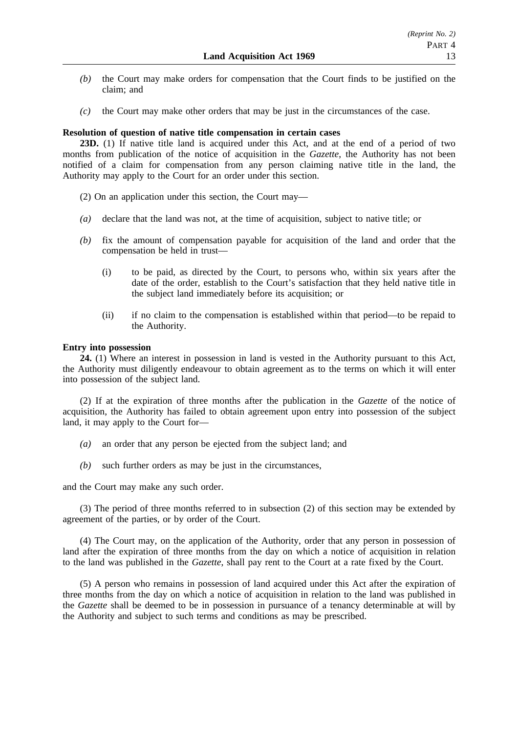*(b)* the Court may make orders for compensation that the Court finds to be justified on the claim; and

*(c)* the Court may make other orders that may be just in the circumstances of the case.

**Resolution of question of native title compensation in certain cases**

**23D.** (1) If native title land is acquired under this Act, and at the end of a period of two months from publication of the notice of acquisition in the *Gazette*, the Authority has not been notified of a claim for compensation from any person claiming native title in the land, the Authority may apply to the Court for an order under this section.

(2) On an application under this section, the Court may—

*(a)* declare that the land was not, at the time of acquisition, subject to native title; or

*(b)* fix the amount of compensation payable for acquisition of the land and order that the compensation be held in trust—

(i) to be paid, as directed by the Court, to persons who, within six years after the date of the order, establish to the Court's satisfaction that they held native title in the subject land immediately before its acquisition; or

(ii) if no claim to the compensation is established within that period—to be repaid to the Authority.

**Entry into possession**

**24.** (1) Where an interest in possession in land is vested in the Authority pursuant to this Act, the Authority must diligently endeavour to obtain agreement as to the terms on which it will enter into possession of the subject land.

(2) If at the expiration of three months after the publication in the *Gazette* of the notice of acquisition, the Authority has failed to obtain agreement upon entry into possession of the subject land, it may apply to the Court for—

*(a)* an order that any person be ejected from the subject land; and

*(b)* such further orders as may be just in the circumstances,

and the Court may make any such order.

(3) The period of three months referred to in subsection (2) of this section may be extended by agreement of the parties, or by order of the Court.

(4) The Court may, on the application of the Authority, order that any person in possession of land after the expiration of three months from the day on which a notice of acquisition in relation to the land was published in the *Gazette*, shall pay rent to the Court at a rate fixed by the Court.

(5) A person who remains in possession of land acquired under this Act after the expiration of three months from the day on which a notice of acquisition in relation to the land was published in the *Gazette* shall be deemed to be in possession in pursuance of a tenancy determinable at will by the Authority and subject to such terms and conditions as may be prescribed.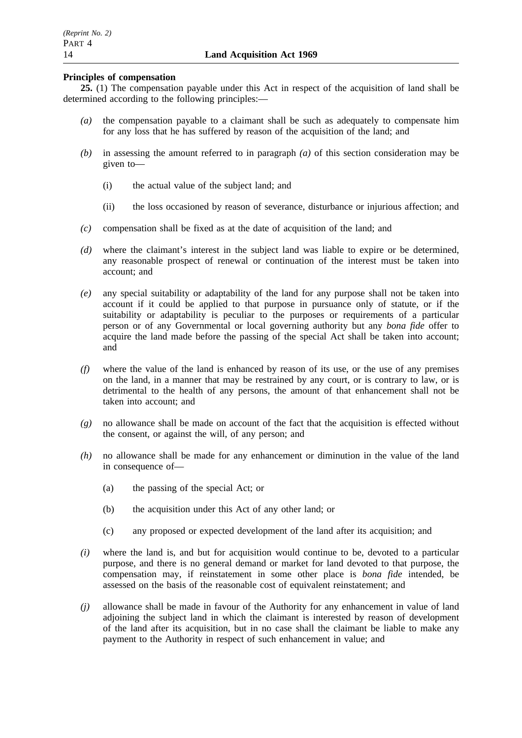**Principles of compensation**

**25.** (1) The compensation payable under this Act in respect of the acquisition of land shall be determined according to the following principles:—

*(a)* the compensation payable to a claimant shall be such as adequately to compensate him for any loss that he has suffered by reason of the acquisition of the land; and

*(b)* in assessing the amount referred to in paragraph *(a)* of this section consideration may be given to—

(i) the actual value of the subject land; and

(ii) the loss occasioned by reason of severance, disturbance or injurious affection; and

*(c)* compensation shall be fixed as at the date of acquisition of the land; and

*(d)* where the claimant's interest in the subject land was liable to expire or be determined, any reasonable prospect of renewal or continuation of the interest must be taken into account; and

*(e)* any special suitability or adaptability of the land for any purpose shall not be taken into account if it could be applied to that purpose in pursuance only of statute, or if the suitability or adaptability is peculiar to the purposes or requirements of a particular person or of any Governmental or local governing authority but any *bona fide* offer to acquire the land made before the passing of the special Act shall be taken into account; and

*(f)* where the value of the land is enhanced by reason of its use, or the use of any premises on the land, in a manner that may be restrained by any court, or is contrary to law, or is detrimental to the health of any persons, the amount of that enhancement shall not be taken into account; and

*(g)* no allowance shall be made on account of the fact that the acquisition is effected without the consent, or against the will, of any person; and

*(h)* no allowance shall be made for any enhancement or diminution in the value of the land in consequence of—

(a) the passing of the special Act; or

(b) the acquisition under this Act of any other land; or

(c) any proposed or expected development of the land after its acquisition; and

*(i)* where the land is, and but for acquisition would continue to be, devoted to a particular purpose, and there is no general demand or market for land devoted to that purpose, the compensation may, if reinstatement in some other place is *bona fide* intended, be assessed on the basis of the reasonable cost of equivalent reinstatement; and

*(j)* allowance shall be made in favour of the Authority for any enhancement in value of land adjoining the subject land in which the claimant is interested by reason of development of the land after its acquisition, but in no case shall the claimant be liable to make any payment to the Authority in respect of such enhancement in value; and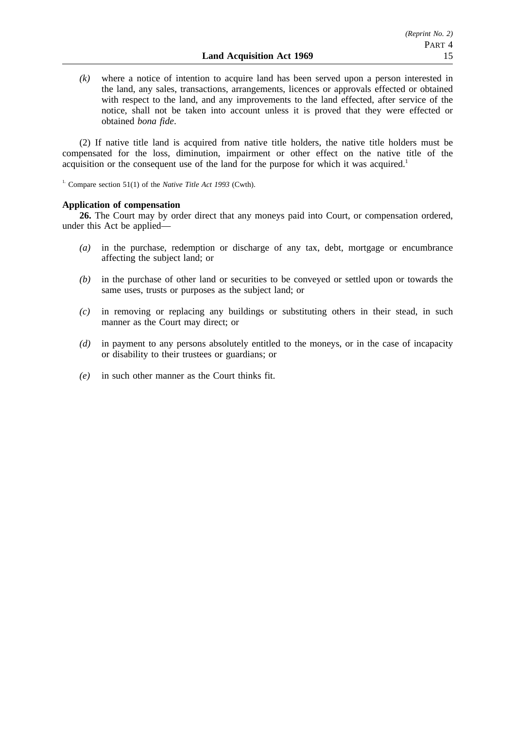*(k)* where a notice of intention to acquire land has been served upon a person interested in the land, any sales, transactions, arrangements, licences or approvals effected or obtained with respect to the land, and any improvements to the land effected, after service of the notice, shall not be taken into account unless it is proved that they were effected or obtained *bona fide*.

(2) If native title land is acquired from native title holders, the native title holders must be compensated for the loss, diminution, impairment or other effect on the native title of the acquisition or the consequent use of the land for the purpose for which it was acquired.[1]

[1] Compare section 51(1) of the *Native Title Act 1993* (Cwth).

**Application of compensation**

**26.** The Court may by order direct that any moneys paid into Court, or compensation ordered, under this Act be applied—

*(a)* in the purchase, redemption or discharge of any tax, debt, mortgage or encumbrance affecting the subject land; or

*(b)* in the purchase of other land or securities to be conveyed or settled upon or towards the same uses, trusts or purposes as the subject land; or

*(c)* in removing or replacing any buildings or substituting others in their stead, in such manner as the Court may direct; or

*(d)* in payment to any persons absolutely entitled to the moneys, or in the case of incapacity or disability to their trustees or guardians; or

*(e)* in such other manner as the Court thinks fit.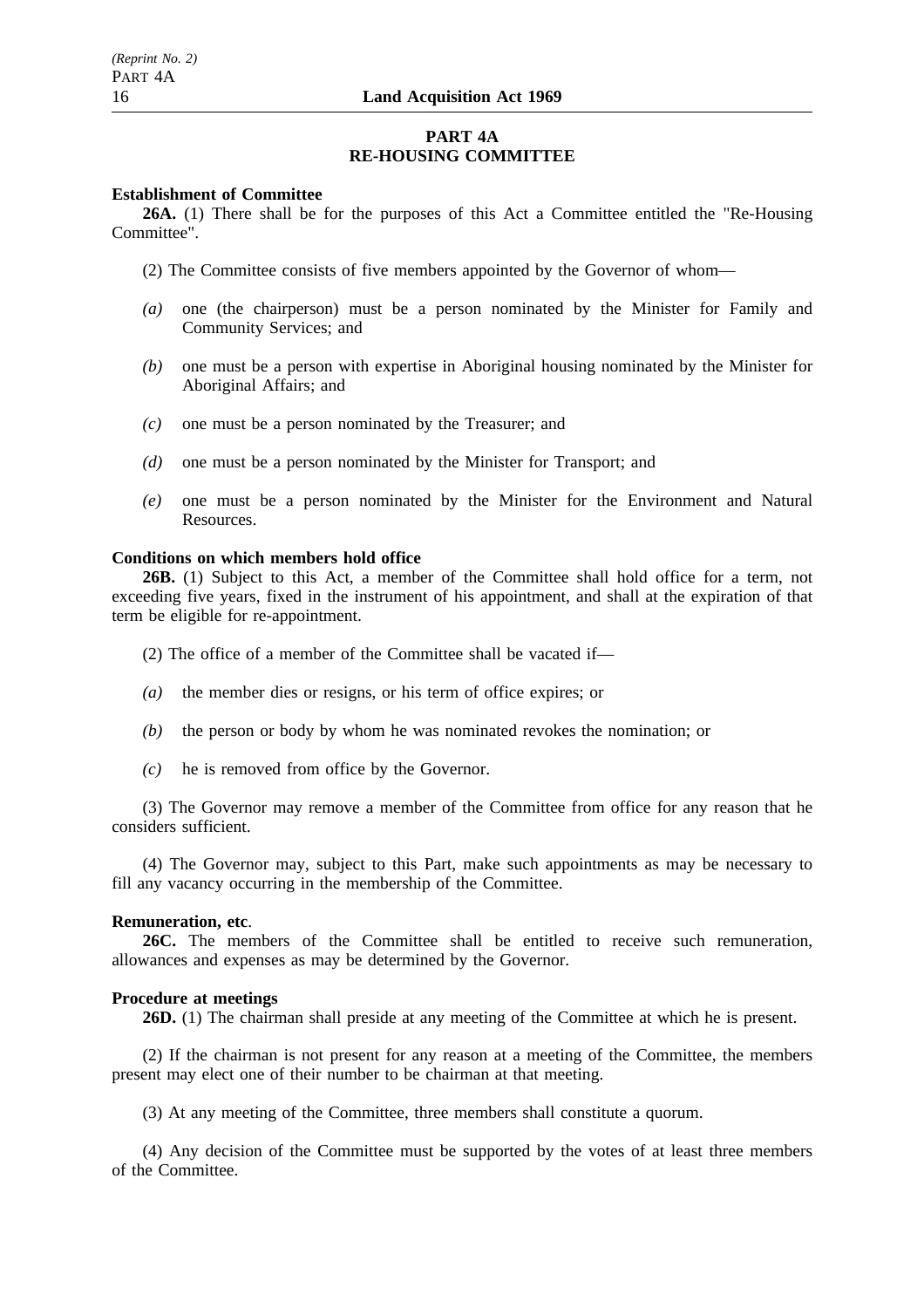## PART 4A
## RE-HOUSING COMMITTEE

**Establishment of Committee**

**26A.** (1) There shall be for the purposes of this Act a Committee entitled the "Re-Housing Committee".

(2) The Committee consists of five members appointed by the Governor of whom—

*(a)* one (the chairperson) must be a person nominated by the Minister for Family and Community Services; and

*(b)* one must be a person with expertise in Aboriginal housing nominated by the Minister for Aboriginal Affairs; and

*(c)* one must be a person nominated by the Treasurer; and

*(d)* one must be a person nominated by the Minister for Transport; and

*(e)* one must be a person nominated by the Minister for the Environment and Natural Resources.

**Conditions on which members hold office**

**26B.** (1) Subject to this Act, a member of the Committee shall hold office for a term, not exceeding five years, fixed in the instrument of his appointment, and shall at the expiration of that term be eligible for re-appointment.

(2) The office of a member of the Committee shall be vacated if—

*(a)* the member dies or resigns, or his term of office expires; or

*(b)* the person or body by whom he was nominated revokes the nomination; or

*(c)* he is removed from office by the Governor.

(3) The Governor may remove a member of the Committee from office for any reason that he considers sufficient.

(4) The Governor may, subject to this Part, make such appointments as may be necessary to fill any vacancy occurring in the membership of the Committee.

**Remuneration, etc.**

**26C.** The members of the Committee shall be entitled to receive such remuneration, allowances and expenses as may be determined by the Governor.

**Procedure at meetings**

**26D.** (1) The chairman shall preside at any meeting of the Committee at which he is present.

(2) If the chairman is not present for any reason at a meeting of the Committee, the members present may elect one of their number to be chairman at that meeting.

(3) At any meeting of the Committee, three members shall constitute a quorum.

(4) Any decision of the Committee must be supported by the votes of at least three members of the Committee.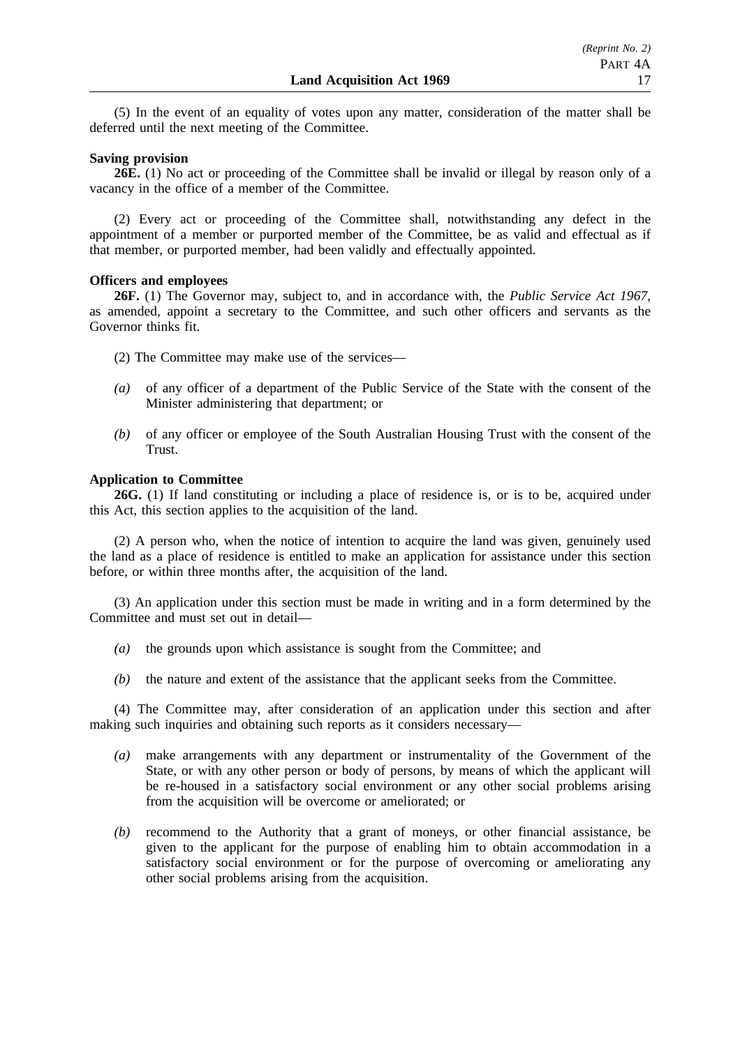(5) In the event of an equality of votes upon any matter, consideration of the matter shall be deferred until the next meeting of the Committee.

**Saving provision**

**26E.** (1) No act or proceeding of the Committee shall be invalid or illegal by reason only of a vacancy in the office of a member of the Committee.

(2) Every act or proceeding of the Committee shall, notwithstanding any defect in the appointment of a member or purported member of the Committee, be as valid and effectual as if that member, or purported member, had been validly and effectually appointed.

**Officers and employees**

**26F.** (1) The Governor may, subject to, and in accordance with, the *Public Service Act 1967*, as amended, appoint a secretary to the Committee, and such other officers and servants as the Governor thinks fit.

(2) The Committee may make use of the services—

*(a)* of any officer of a department of the Public Service of the State with the consent of the Minister administering that department; or

*(b)* of any officer or employee of the South Australian Housing Trust with the consent of the Trust.

**Application to Committee**

**26G.** (1) If land constituting or including a place of residence is, or is to be, acquired under this Act, this section applies to the acquisition of the land.

(2) A person who, when the notice of intention to acquire the land was given, genuinely used the land as a place of residence is entitled to make an application for assistance under this section before, or within three months after, the acquisition of the land.

(3) An application under this section must be made in writing and in a form determined by the Committee and must set out in detail—

*(a)* the grounds upon which assistance is sought from the Committee; and

*(b)* the nature and extent of the assistance that the applicant seeks from the Committee.

(4) The Committee may, after consideration of an application under this section and after making such inquiries and obtaining such reports as it considers necessary—

*(a)* make arrangements with any department or instrumentality of the Government of the State, or with any other person or body of persons, by means of which the applicant will be re-housed in a satisfactory social environment or any other social problems arising from the acquisition will be overcome or ameliorated; or

*(b)* recommend to the Authority that a grant of moneys, or other financial assistance, be given to the applicant for the purpose of enabling him to obtain accommodation in a satisfactory social environment or for the purpose of overcoming or ameliorating any other social problems arising from the acquisition.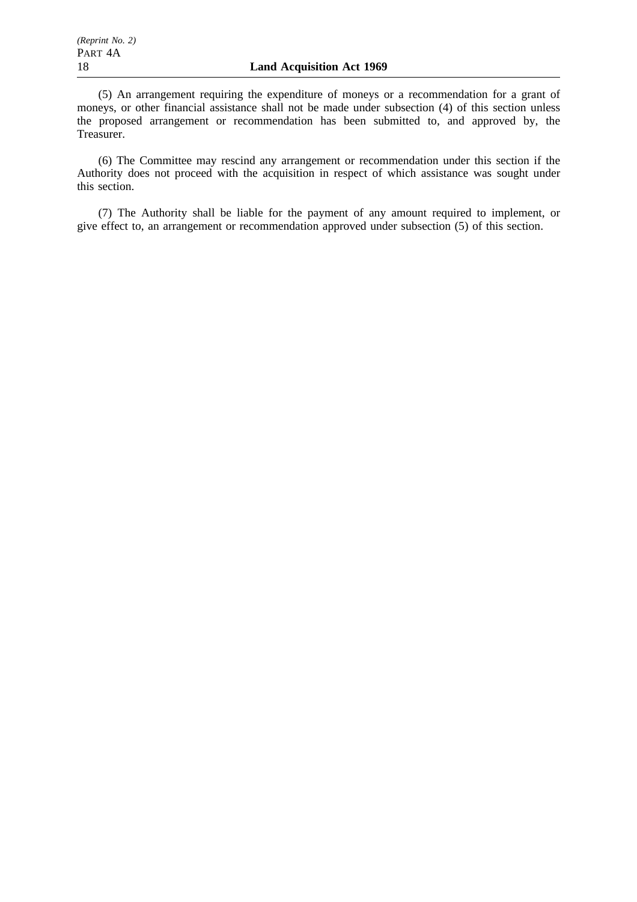(5) An arrangement requiring the expenditure of moneys or a recommendation for a grant of moneys, or other financial assistance shall not be made under subsection (4) of this section unless the proposed arrangement or recommendation has been submitted to, and approved by, the Treasurer.

(6) The Committee may rescind any arrangement or recommendation under this section if the Authority does not proceed with the acquisition in respect of which assistance was sought under this section.

(7) The Authority shall be liable for the payment of any amount required to implement, or give effect to, an arrangement or recommendation approved under subsection (5) of this section.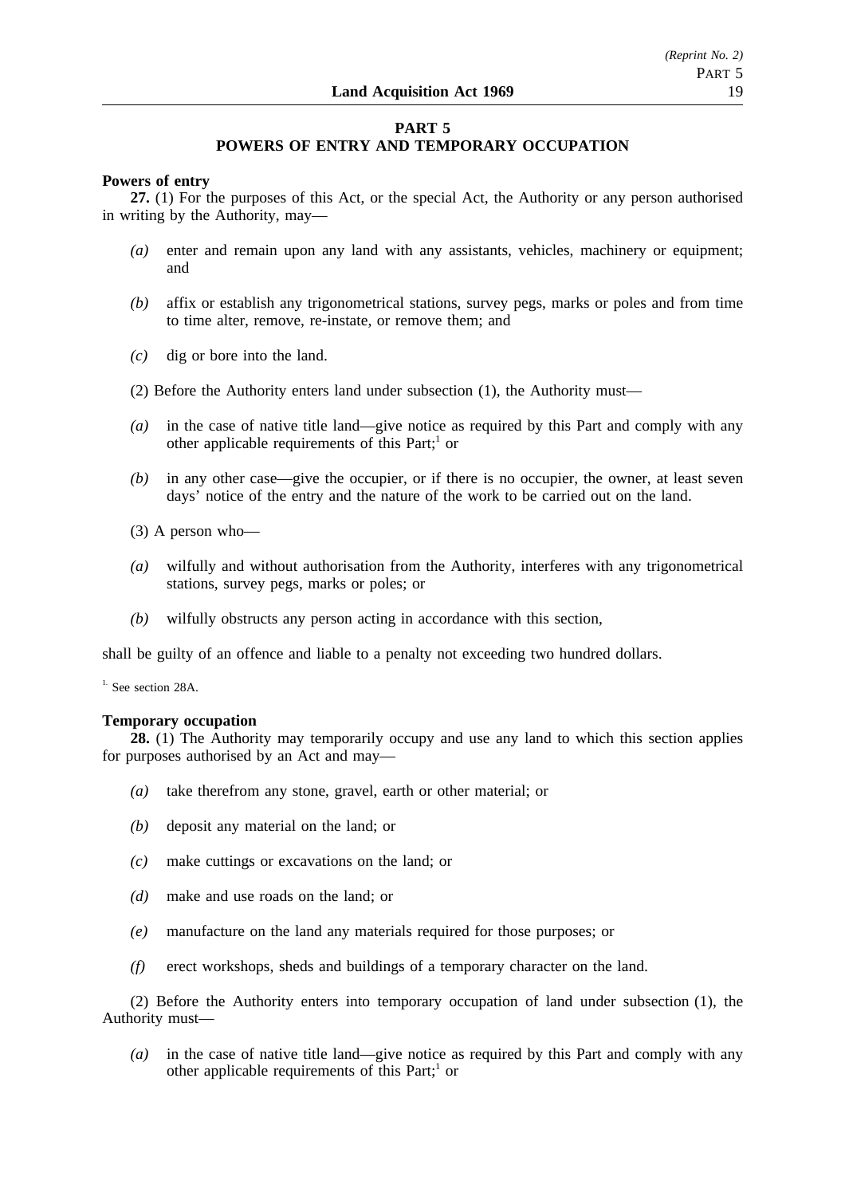## PART 5
## POWERS OF ENTRY AND TEMPORARY OCCUPATION

**Powers of entry**

**27.** (1) For the purposes of this Act, or the special Act, the Authority or any person authorised in writing by the Authority, may—

*(a)* enter and remain upon any land with any assistants, vehicles, machinery or equipment; and

*(b)* affix or establish any trigonometrical stations, survey pegs, marks or poles and from time to time alter, remove, re-instate, or remove them; and

*(c)* dig or bore into the land.

(2) Before the Authority enters land under subsection (1), the Authority must—

*(a)* in the case of native title land—give notice as required by this Part and comply with any other applicable requirements of this Part;[1] or

*(b)* in any other case—give the occupier, or if there is no occupier, the owner, at least seven days' notice of the entry and the nature of the work to be carried out on the land.

(3) A person who—

*(a)* wilfully and without authorisation from the Authority, interferes with any trigonometrical stations, survey pegs, marks or poles; or

*(b)* wilfully obstructs any person acting in accordance with this section,

shall be guilty of an offence and liable to a penalty not exceeding two hundred dollars.

[1] See section 28A.

**Temporary occupation**

**28.** (1) The Authority may temporarily occupy and use any land to which this section applies for purposes authorised by an Act and may—

*(a)* take therefrom any stone, gravel, earth or other material; or

*(b)* deposit any material on the land; or

*(c)* make cuttings or excavations on the land; or

*(d)* make and use roads on the land; or

*(e)* manufacture on the land any materials required for those purposes; or

*(f)* erect workshops, sheds and buildings of a temporary character on the land.

(2) Before the Authority enters into temporary occupation of land under subsection (1), the Authority must—

*(a)* in the case of native title land—give notice as required by this Part and comply with any other applicable requirements of this Part;[1] or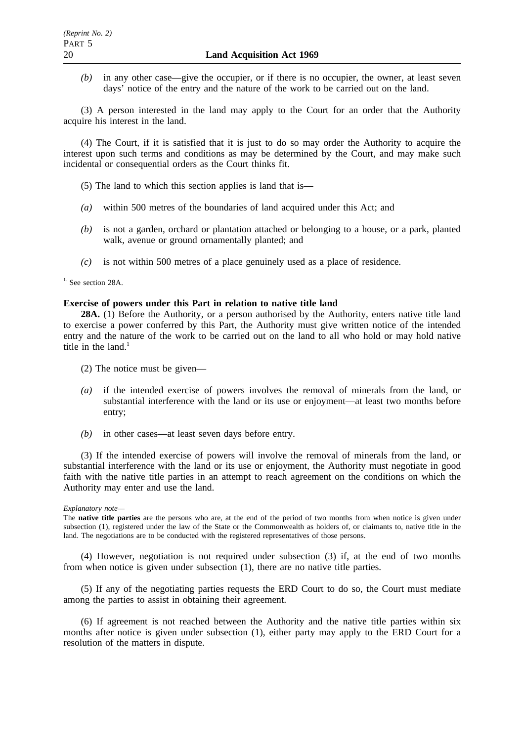*(b)* in any other case—give the occupier, or if there is no occupier, the owner, at least seven days' notice of the entry and the nature of the work to be carried out on the land.

(3) A person interested in the land may apply to the Court for an order that the Authority acquire his interest in the land.

(4) The Court, if it is satisfied that it is just to do so may order the Authority to acquire the interest upon such terms and conditions as may be determined by the Court, and may make such incidental or consequential orders as the Court thinks fit.

(5) The land to which this section applies is land that is—

*(a)* within 500 metres of the boundaries of land acquired under this Act; and

*(b)* is not a garden, orchard or plantation attached or belonging to a house, or a park, planted walk, avenue or ground ornamentally planted; and

*(c)* is not within 500 metres of a place genuinely used as a place of residence.

[1.] See section 28A.

**Exercise of powers under this Part in relation to native title land**

**28A.** (1) Before the Authority, or a person authorised by the Authority, enters native title land to exercise a power conferred by this Part, the Authority must give written notice of the intended entry and the nature of the work to be carried out on the land to all who hold or may hold native title in the land.[1]

(2) The notice must be given—

*(a)* if the intended exercise of powers involves the removal of minerals from the land, or substantial interference with the land or its use or enjoyment—at least two months before entry;

*(b)* in other cases—at least seven days before entry.

(3) If the intended exercise of powers will involve the removal of minerals from the land, or substantial interference with the land or its use or enjoyment, the Authority must negotiate in good faith with the native title parties in an attempt to reach agreement on the conditions on which the Authority may enter and use the land.

*Explanatory note—*

The **native title parties** are the persons who are, at the end of the period of two months from when notice is given under subsection (1), registered under the law of the State or the Commonwealth as holders of, or claimants to, native title in the land. The negotiations are to be conducted with the registered representatives of those persons.

(4) However, negotiation is not required under subsection (3) if, at the end of two months from when notice is given under subsection (1), there are no native title parties.

(5) If any of the negotiating parties requests the ERD Court to do so, the Court must mediate among the parties to assist in obtaining their agreement.

(6) If agreement is not reached between the Authority and the native title parties within six months after notice is given under subsection (1), either party may apply to the ERD Court for a resolution of the matters in dispute.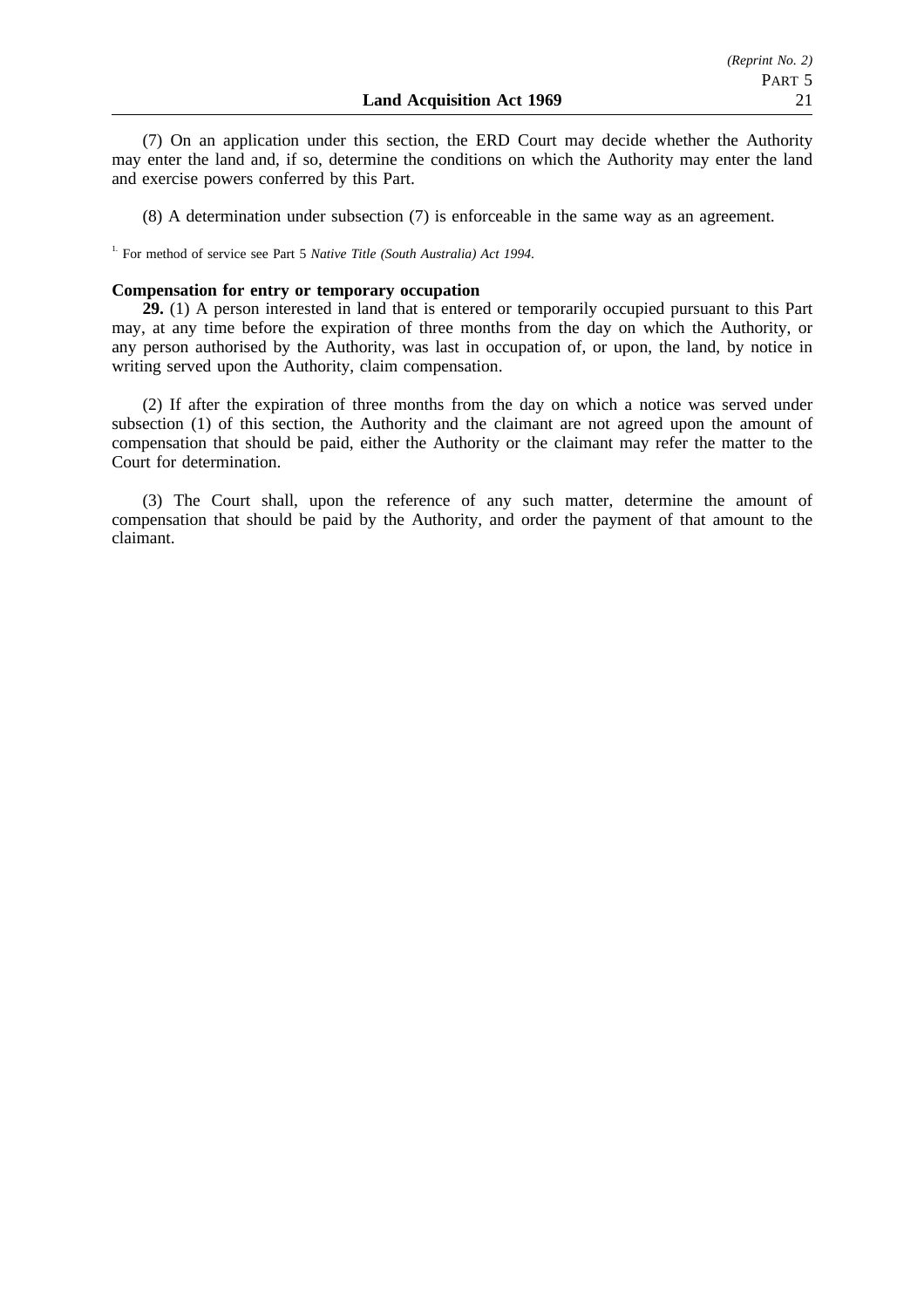(7) On an application under this section, the ERD Court may decide whether the Authority may enter the land and, if so, determine the conditions on which the Authority may enter the land and exercise powers conferred by this Part.

(8) A determination under subsection (7) is enforceable in the same way as an agreement.

[1.] For method of service see Part 5 *Native Title (South Australia) Act 1994*.

**Compensation for entry or temporary occupation**

**29.** (1) A person interested in land that is entered or temporarily occupied pursuant to this Part may, at any time before the expiration of three months from the day on which the Authority, or any person authorised by the Authority, was last in occupation of, or upon, the land, by notice in writing served upon the Authority, claim compensation.

(2) If after the expiration of three months from the day on which a notice was served under subsection (1) of this section, the Authority and the claimant are not agreed upon the amount of compensation that should be paid, either the Authority or the claimant may refer the matter to the Court for determination.

(3) The Court shall, upon the reference of any such matter, determine the amount of compensation that should be paid by the Authority, and order the payment of that amount to the claimant.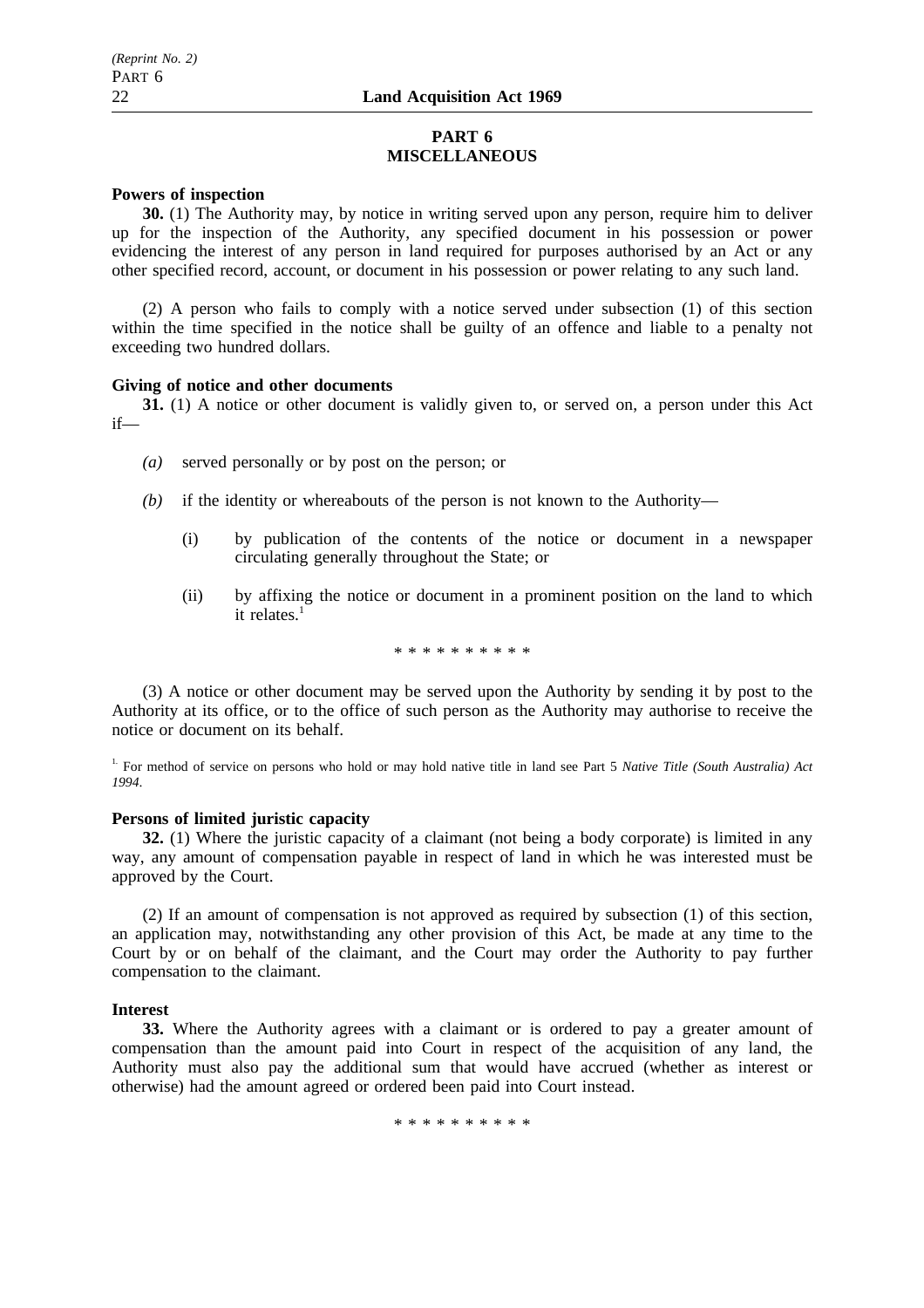## PART 6
## MISCELLANEOUS

**Powers of inspection**

**30.** (1) The Authority may, by notice in writing served upon any person, require him to deliver up for the inspection of the Authority, any specified document in his possession or power evidencing the interest of any person in land required for purposes authorised by an Act or any other specified record, account, or document in his possession or power relating to any such land.

(2) A person who fails to comply with a notice served under subsection (1) of this section within the time specified in the notice shall be guilty of an offence and liable to a penalty not exceeding two hundred dollars.

**Giving of notice and other documents**

**31.** (1) A notice or other document is validly given to, or served on, a person under this Act if—

*(a)* served personally or by post on the person; or

*(b)* if the identity or whereabouts of the person is not known to the Authority—

(i) by publication of the contents of the notice or document in a newspaper circulating generally throughout the State; or

(ii) by affixing the notice or document in a prominent position on the land to which it relates.[1]

\* \* \* \* \* \* \* \* \* \*

(3) A notice or other document may be served upon the Authority by sending it by post to the Authority at its office, or to the office of such person as the Authority may authorise to receive the notice or document on its behalf.

[1] For method of service on persons who hold or may hold native title in land see Part 5 *Native Title (South Australia) Act 1994*.

**Persons of limited juristic capacity**

**32.** (1) Where the juristic capacity of a claimant (not being a body corporate) is limited in any way, any amount of compensation payable in respect of land in which he was interested must be approved by the Court.

(2) If an amount of compensation is not approved as required by subsection (1) of this section, an application may, notwithstanding any other provision of this Act, be made at any time to the Court by or on behalf of the claimant, and the Court may order the Authority to pay further compensation to the claimant.

**Interest**

**33.** Where the Authority agrees with a claimant or is ordered to pay a greater amount of compensation than the amount paid into Court in respect of the acquisition of any land, the Authority must also pay the additional sum that would have accrued (whether as interest or otherwise) had the amount agreed or ordered been paid into Court instead.

\* \* \* \* \* \* \* \* \* \*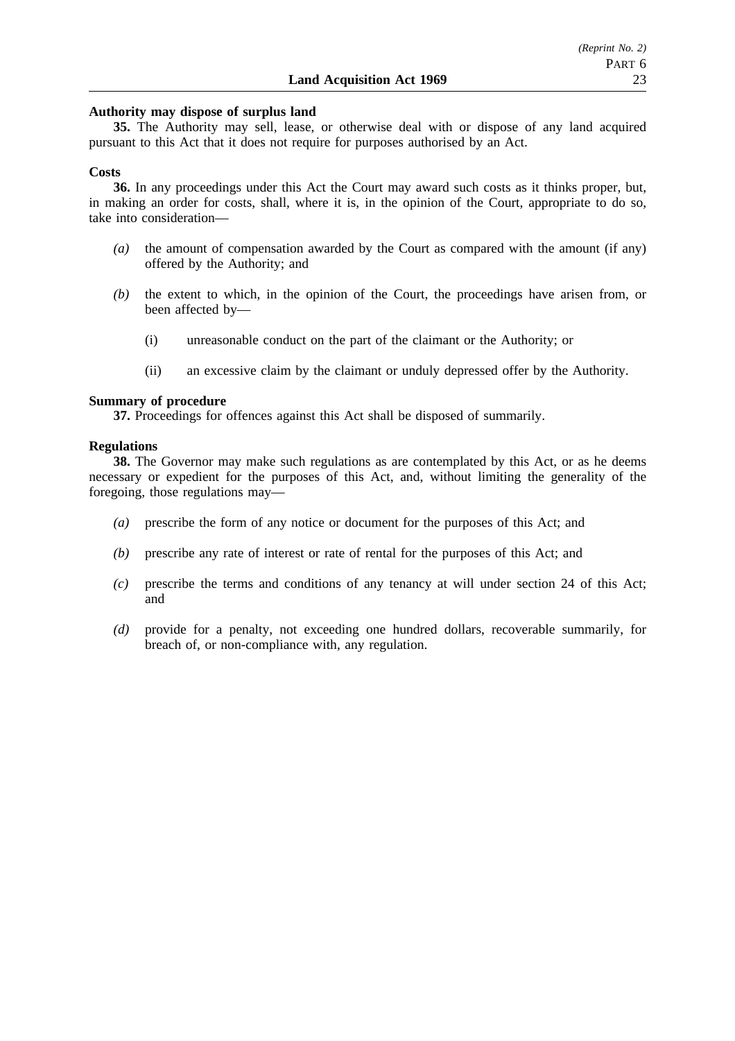**Authority may dispose of surplus land**

**35.** The Authority may sell, lease, or otherwise deal with or dispose of any land acquired pursuant to this Act that it does not require for purposes authorised by an Act.

**Costs**

**36.** In any proceedings under this Act the Court may award such costs as it thinks proper, but, in making an order for costs, shall, where it is, in the opinion of the Court, appropriate to do so, take into consideration—

*(a)* the amount of compensation awarded by the Court as compared with the amount (if any) offered by the Authority; and

*(b)* the extent to which, in the opinion of the Court, the proceedings have arisen from, or been affected by—

(i) unreasonable conduct on the part of the claimant or the Authority; or

(ii) an excessive claim by the claimant or unduly depressed offer by the Authority.

**Summary of procedure**

**37.** Proceedings for offences against this Act shall be disposed of summarily.

**Regulations**

**38.** The Governor may make such regulations as are contemplated by this Act, or as he deems necessary or expedient for the purposes of this Act, and, without limiting the generality of the foregoing, those regulations may—

*(a)* prescribe the form of any notice or document for the purposes of this Act; and

*(b)* prescribe any rate of interest or rate of rental for the purposes of this Act; and

*(c)* prescribe the terms and conditions of any tenancy at will under section 24 of this Act; and

*(d)* provide for a penalty, not exceeding one hundred dollars, recoverable summarily, for breach of, or non-compliance with, any regulation.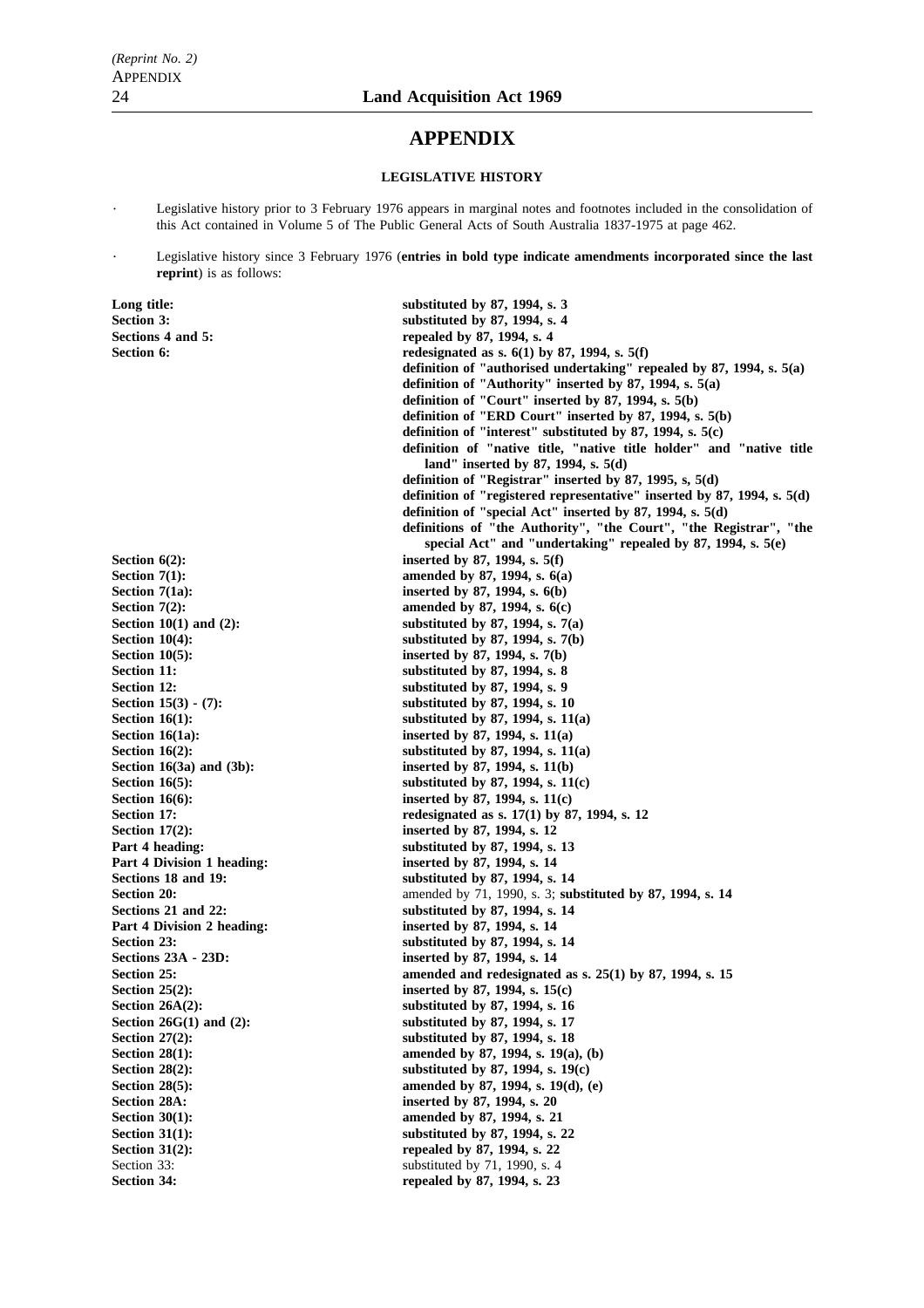# APPENDIX

## LEGISLATIVE HISTORY

- Legislative history prior to 3 February 1976 appears in marginal notes and footnotes included in the consolidation of this Act contained in Volume 5 of The Public General Acts of South Australia 1837-1975 at page 462.
- Legislative history since 3 February 1976 (**entries in bold type indicate amendments incorporated since the last reprint**) is as follows:

| | |
|---|---|
| **Long title:** | **substituted by 87, 1994, s. 3** |
| **Section 3:** | **substituted by 87, 1994, s. 4** |
| **Sections 4 and 5:** | **repealed by 87, 1994, s. 4** |
| **Section 6:** | **redesignated as s. 6(1) by 87, 1994, s. 5(f)** |
| | **definition of "authorised undertaking" repealed by 87, 1994, s. 5(a)** |
| | **definition of "Authority" inserted by 87, 1994, s. 5(a)** |
| | **definition of "Court" inserted by 87, 1994, s. 5(b)** |
| | **definition of "ERD Court" inserted by 87, 1994, s. 5(b)** |
| | **definition of "interest" substituted by 87, 1994, s. 5(c)** |
| | **definition of "native title, "native title holder" and "native title land" inserted by 87, 1994, s. 5(d)** |
| | **definition of "Registrar" inserted by 87, 1995, s, 5(d)** |
| | **definition of "registered representative" inserted by 87, 1994, s. 5(d)** |
| | **definition of "special Act" inserted by 87, 1994, s. 5(d)** |
| | **definitions of "the Authority", "the Court", "the Registrar", "the special Act" and "undertaking" repealed by 87, 1994, s. 5(e)** |
| **Section 6(2):** | **inserted by 87, 1994, s. 5(f)** |
| **Section 7(1):** | **amended by 87, 1994, s. 6(a)** |
| **Section 7(1a):** | **inserted by 87, 1994, s. 6(b)** |
| **Section 7(2):** | **amended by 87, 1994, s. 6(c)** |
| **Section 10(1) and (2):** | **substituted by 87, 1994, s. 7(a)** |
| **Section 10(4):** | **substituted by 87, 1994, s. 7(b)** |
| **Section 10(5):** | **inserted by 87, 1994, s. 7(b)** |
| **Section 11:** | **substituted by 87, 1994, s. 8** |
| **Section 12:** | **substituted by 87, 1994, s. 9** |
| **Section 15(3) - (7):** | **substituted by 87, 1994, s. 10** |
| **Section 16(1):** | **substituted by 87, 1994, s. 11(a)** |
| **Section 16(1a):** | **inserted by 87, 1994, s. 11(a)** |
| **Section 16(2):** | **substituted by 87, 1994, s. 11(a)** |
| **Section 16(3a) and (3b):** | **inserted by 87, 1994, s. 11(b)** |
| **Section 16(5):** | **substituted by 87, 1994, s. 11(c)** |
| **Section 16(6):** | **inserted by 87, 1994, s. 11(c)** |
| **Section 17:** | **redesignated as s. 17(1) by 87, 1994, s. 12** |
| **Section 17(2):** | **inserted by 87, 1994, s. 12** |
| **Part 4 heading:** | **substituted by 87, 1994, s. 13** |
| **Part 4 Division 1 heading:** | **inserted by 87, 1994, s. 14** |
| **Sections 18 and 19:** | **substituted by 87, 1994, s. 14** |
| **Section 20:** | amended by 71, 1990, s. 3; **substituted by 87, 1994, s. 14** |
| **Sections 21 and 22:** | **substituted by 87, 1994, s. 14** |
| **Part 4 Division 2 heading:** | **inserted by 87, 1994, s. 14** |
| **Section 23:** | **substituted by 87, 1994, s. 14** |
| **Sections 23A - 23D:** | **inserted by 87, 1994, s. 14** |
| **Section 25:** | **amended and redesignated as s. 25(1) by 87, 1994, s. 15** |
| **Section 25(2):** | **inserted by 87, 1994, s. 15(c)** |
| **Section 26A(2):** | **substituted by 87, 1994, s. 16** |
| **Section 26G(1) and (2):** | **substituted by 87, 1994, s. 17** |
| **Section 27(2):** | **substituted by 87, 1994, s. 18** |
| **Section 28(1):** | **amended by 87, 1994, s. 19(a), (b)** |
| **Section 28(2):** | **substituted by 87, 1994, s. 19(c)** |
| **Section 28(5):** | **amended by 87, 1994, s. 19(d), (e)** |
| **Section 28A:** | **inserted by 87, 1994, s. 20** |
| **Section 30(1):** | **amended by 87, 1994, s. 21** |
| **Section 31(1):** | **substituted by 87, 1994, s. 22** |
| **Section 31(2):** | **repealed by 87, 1994, s. 22** |
| Section 33: | substituted by 71, 1990, s. 4 |
| **Section 34:** | **repealed by 87, 1994, s. 23** |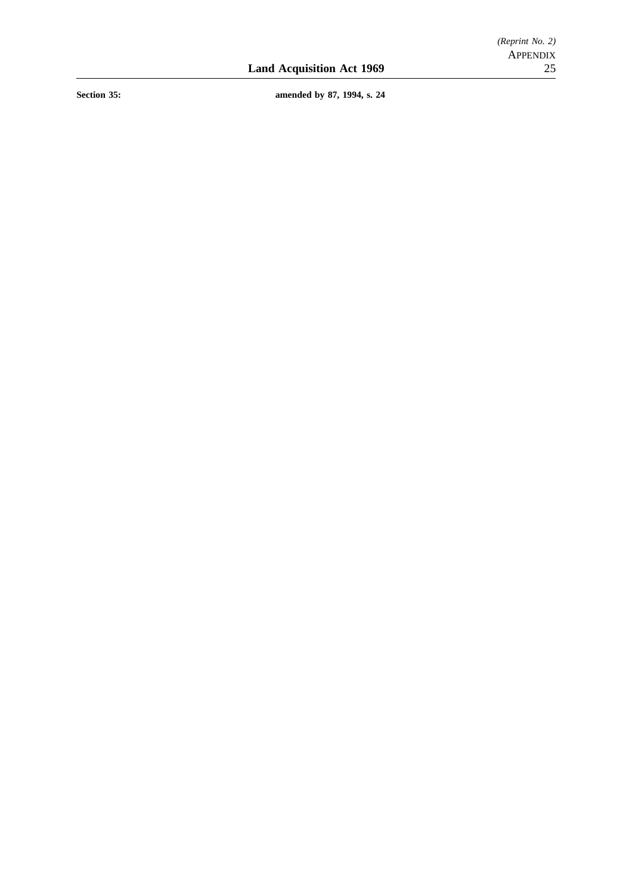**Section 35:** **amended by 87, 1994, s. 24**